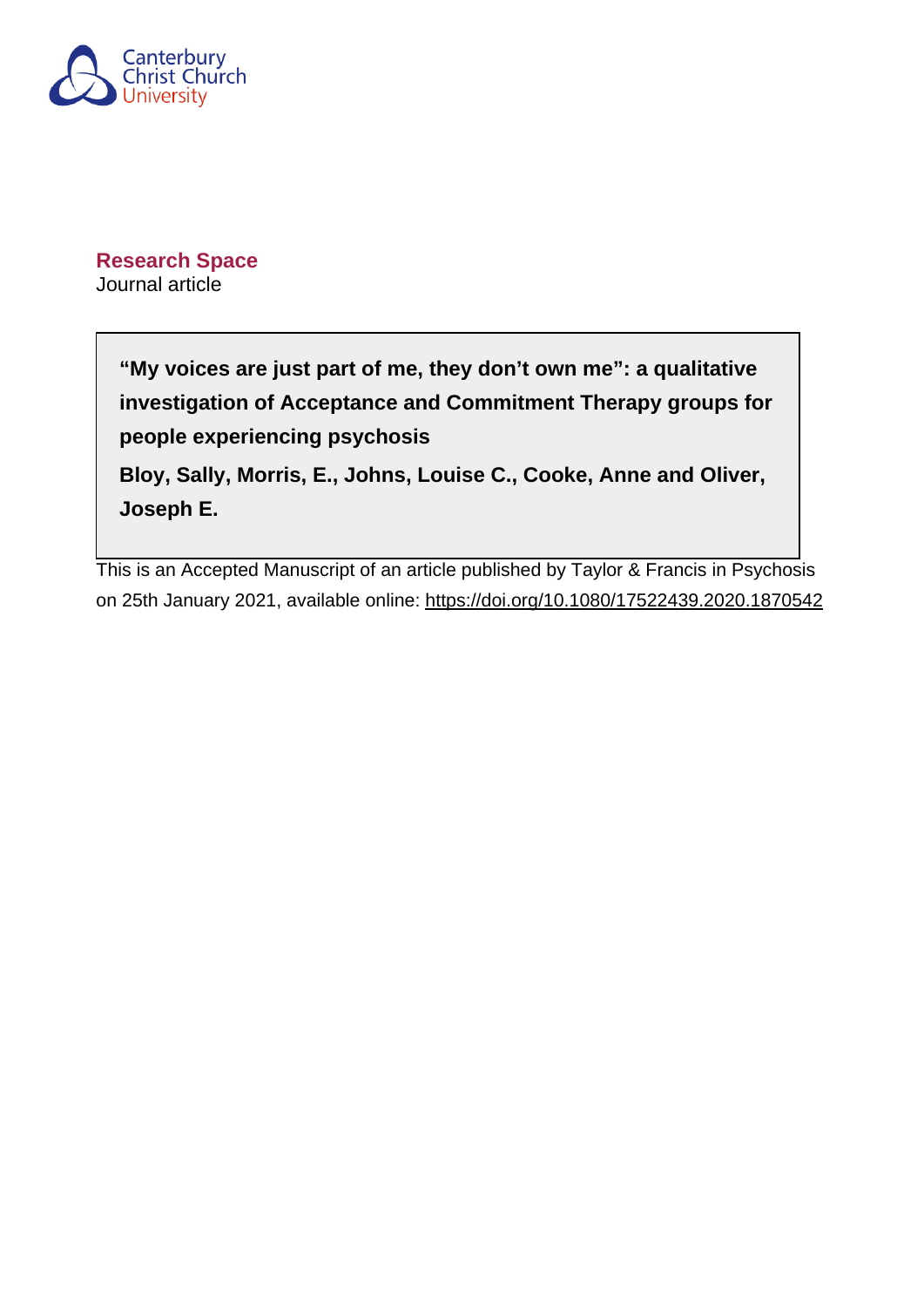Canterbury Christ Church University

**Research Space**
Journal article

**"My voices are just part of me, they don't own me": a qualitative investigation of Acceptance and Commitment Therapy groups for people experiencing psychosis**

**Bloy, Sally, Morris, E., Johns, Louise C., Cooke, Anne and Oliver, Joseph E.**

This is an Accepted Manuscript of an article published by Taylor & Francis in Psychosis on 25th January 2021, available online: https://doi.org/10.1080/17522439.2020.1870542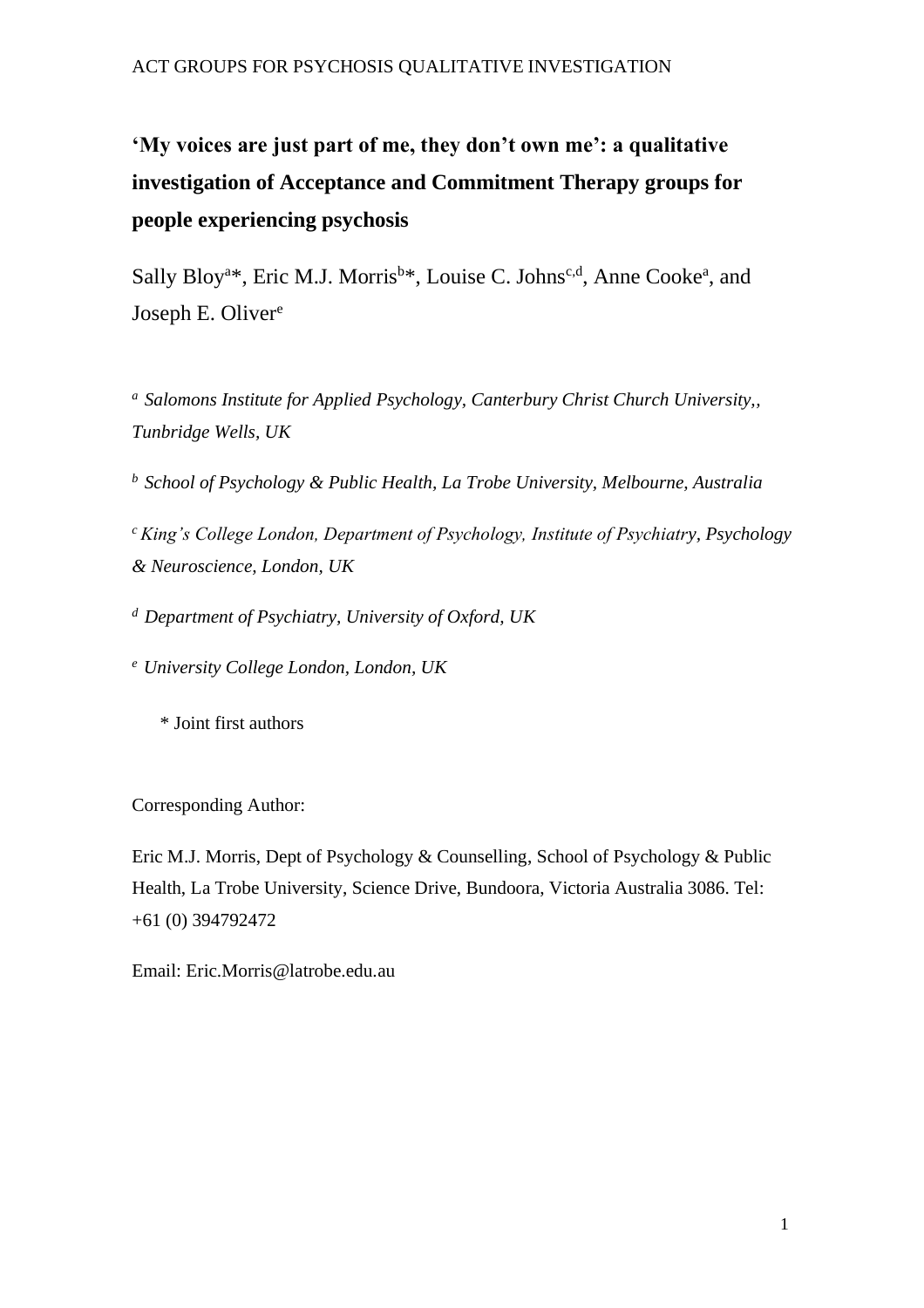# 'My voices are just part of me, they don't own me': a qualitative investigation of Acceptance and Commitment Therapy groups for people experiencing psychosis

Sally Bloy[a]*, Eric M.J. Morris[b]*, Louise C. Johns[c,d], Anne Cooke[a], and Joseph E. Oliver[e]

[a] *Salomons Institute for Applied Psychology, Canterbury Christ Church University,, Tunbridge Wells, UK*

[b] *School of Psychology & Public Health, La Trobe University, Melbourne, Australia*

[c] *King's College London, Department of Psychology, Institute of Psychiatry, Psychology & Neuroscience, London, UK*

[d] *Department of Psychiatry, University of Oxford, UK*

[e] *University College London, London, UK*

\* Joint first authors

Corresponding Author:

Eric M.J. Morris, Dept of Psychology & Counselling, School of Psychology & Public Health, La Trobe University, Science Drive, Bundoora, Victoria Australia 3086. Tel: +61 (0) 394792472

Email: Eric.Morris@latrobe.edu.au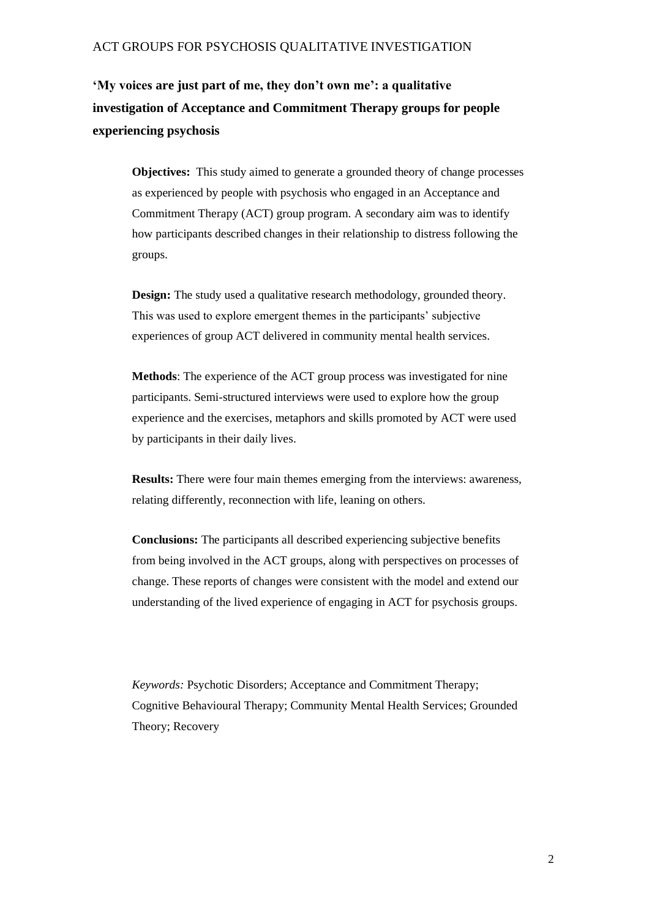**'My voices are just part of me, they don't own me': a qualitative investigation of Acceptance and Commitment Therapy groups for people experiencing psychosis**

**Objectives:** This study aimed to generate a grounded theory of change processes as experienced by people with psychosis who engaged in an Acceptance and Commitment Therapy (ACT) group program. A secondary aim was to identify how participants described changes in their relationship to distress following the groups.

**Design:** The study used a qualitative research methodology, grounded theory. This was used to explore emergent themes in the participants' subjective experiences of group ACT delivered in community mental health services.

**Methods**: The experience of the ACT group process was investigated for nine participants. Semi-structured interviews were used to explore how the group experience and the exercises, metaphors and skills promoted by ACT were used by participants in their daily lives.

**Results:** There were four main themes emerging from the interviews: awareness, relating differently, reconnection with life, leaning on others.

**Conclusions:** The participants all described experiencing subjective benefits from being involved in the ACT groups, along with perspectives on processes of change. These reports of changes were consistent with the model and extend our understanding of the lived experience of engaging in ACT for psychosis groups.

*Keywords:* Psychotic Disorders; Acceptance and Commitment Therapy; Cognitive Behavioural Therapy; Community Mental Health Services; Grounded Theory; Recovery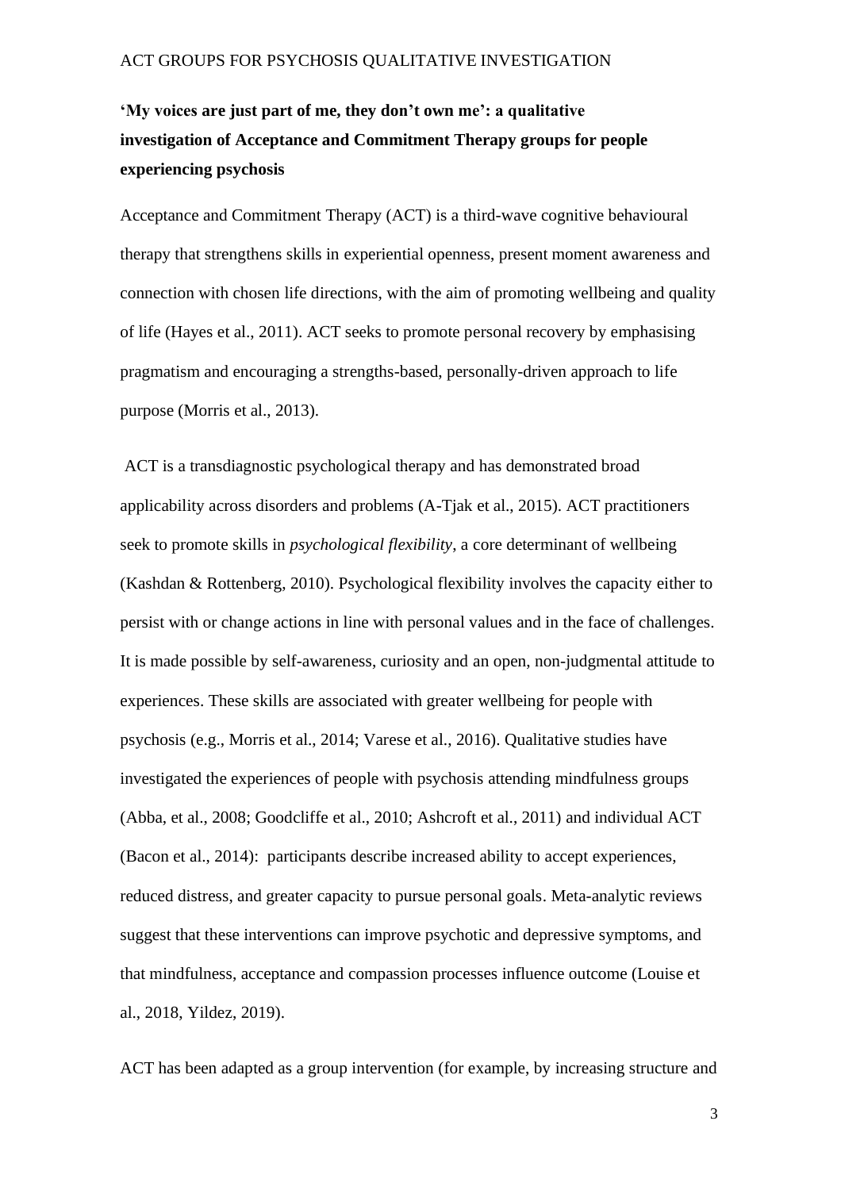**'My voices are just part of me, they don't own me': a qualitative investigation of Acceptance and Commitment Therapy groups for people experiencing psychosis**

Acceptance and Commitment Therapy (ACT) is a third-wave cognitive behavioural therapy that strengthens skills in experiential openness, present moment awareness and connection with chosen life directions, with the aim of promoting wellbeing and quality of life (Hayes et al., 2011). ACT seeks to promote personal recovery by emphasising pragmatism and encouraging a strengths-based, personally-driven approach to life purpose (Morris et al., 2013).

ACT is a transdiagnostic psychological therapy and has demonstrated broad applicability across disorders and problems (A-Tjak et al., 2015). ACT practitioners seek to promote skills in *psychological flexibility*, a core determinant of wellbeing (Kashdan & Rottenberg, 2010). Psychological flexibility involves the capacity either to persist with or change actions in line with personal values and in the face of challenges. It is made possible by self-awareness, curiosity and an open, non-judgmental attitude to experiences. These skills are associated with greater wellbeing for people with psychosis (e.g., Morris et al., 2014; Varese et al., 2016). Qualitative studies have investigated the experiences of people with psychosis attending mindfulness groups (Abba, et al., 2008; Goodcliffe et al., 2010; Ashcroft et al., 2011) and individual ACT (Bacon et al., 2014): participants describe increased ability to accept experiences, reduced distress, and greater capacity to pursue personal goals. Meta-analytic reviews suggest that these interventions can improve psychotic and depressive symptoms, and that mindfulness, acceptance and compassion processes influence outcome (Louise et al., 2018, Yildez, 2019).

ACT has been adapted as a group intervention (for example, by increasing structure and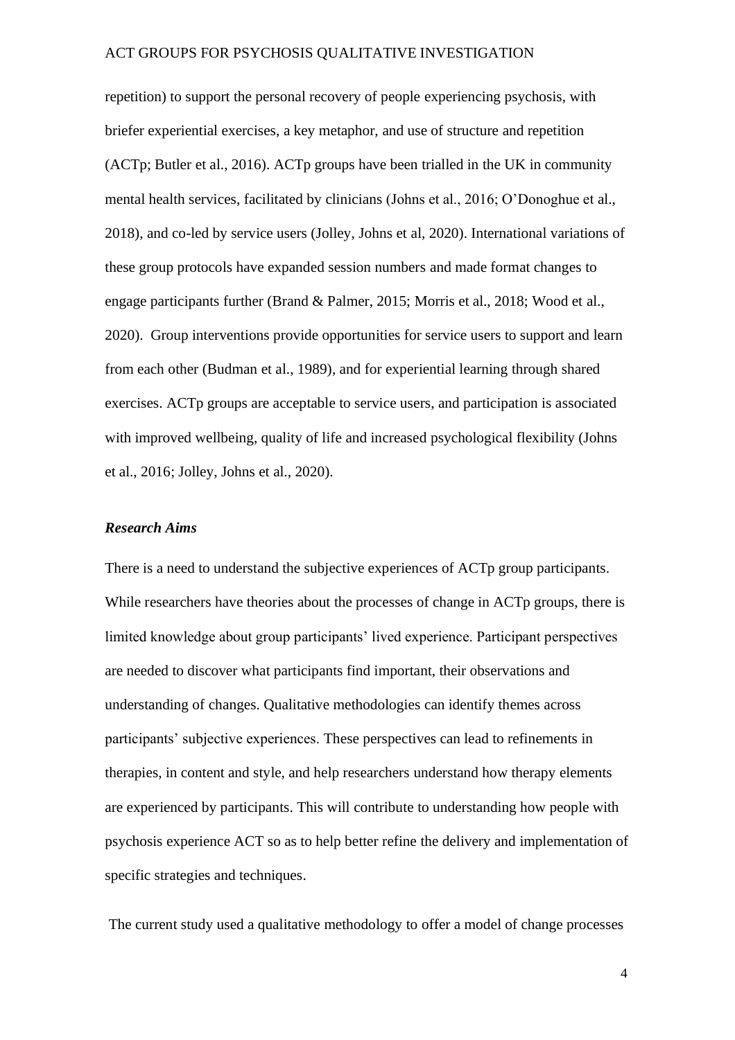repetition) to support the personal recovery of people experiencing psychosis, with briefer experiential exercises, a key metaphor, and use of structure and repetition (ACTp; Butler et al., 2016). ACTp groups have been trialled in the UK in community mental health services, facilitated by clinicians (Johns et al., 2016; O'Donoghue et al., 2018), and co-led by service users (Jolley, Johns et al, 2020). International variations of these group protocols have expanded session numbers and made format changes to engage participants further (Brand & Palmer, 2015; Morris et al., 2018; Wood et al., 2020). Group interventions provide opportunities for service users to support and learn from each other (Budman et al., 1989), and for experiential learning through shared exercises. ACTp groups are acceptable to service users, and participation is associated with improved wellbeing, quality of life and increased psychological flexibility (Johns et al., 2016; Jolley, Johns et al., 2020).

### *Research Aims*

There is a need to understand the subjective experiences of ACTp group participants. While researchers have theories about the processes of change in ACTp groups, there is limited knowledge about group participants' lived experience. Participant perspectives are needed to discover what participants find important, their observations and understanding of changes. Qualitative methodologies can identify themes across participants' subjective experiences. These perspectives can lead to refinements in therapies, in content and style, and help researchers understand how therapy elements are experienced by participants. This will contribute to understanding how people with psychosis experience ACT so as to help better refine the delivery and implementation of specific strategies and techniques.

The current study used a qualitative methodology to offer a model of change processes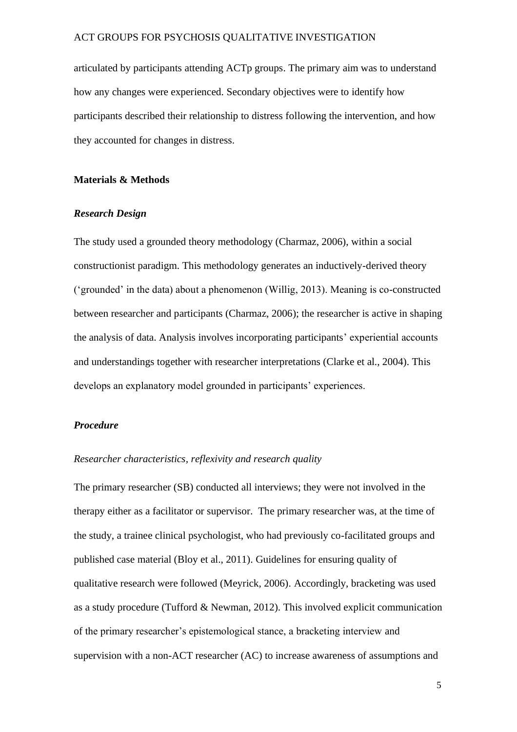articulated by participants attending ACTp groups. The primary aim was to understand how any changes were experienced. Secondary objectives were to identify how participants described their relationship to distress following the intervention, and how they accounted for changes in distress.

## Materials & Methods

### *Research Design*

The study used a grounded theory methodology (Charmaz, 2006), within a social constructionist paradigm. This methodology generates an inductively-derived theory ('grounded' in the data) about a phenomenon (Willig, 2013). Meaning is co-constructed between researcher and participants (Charmaz, 2006); the researcher is active in shaping the analysis of data. Analysis involves incorporating participants' experiential accounts and understandings together with researcher interpretations (Clarke et al., 2004). This develops an explanatory model grounded in participants' experiences.

### *Procedure*

#### *Researcher characteristics, reflexivity and research quality*

The primary researcher (SB) conducted all interviews; they were not involved in the therapy either as a facilitator or supervisor. The primary researcher was, at the time of the study, a trainee clinical psychologist, who had previously co-facilitated groups and published case material (Bloy et al., 2011). Guidelines for ensuring quality of qualitative research were followed (Meyrick, 2006). Accordingly, bracketing was used as a study procedure (Tufford & Newman, 2012). This involved explicit communication of the primary researcher's epistemological stance, a bracketing interview and supervision with a non-ACT researcher (AC) to increase awareness of assumptions and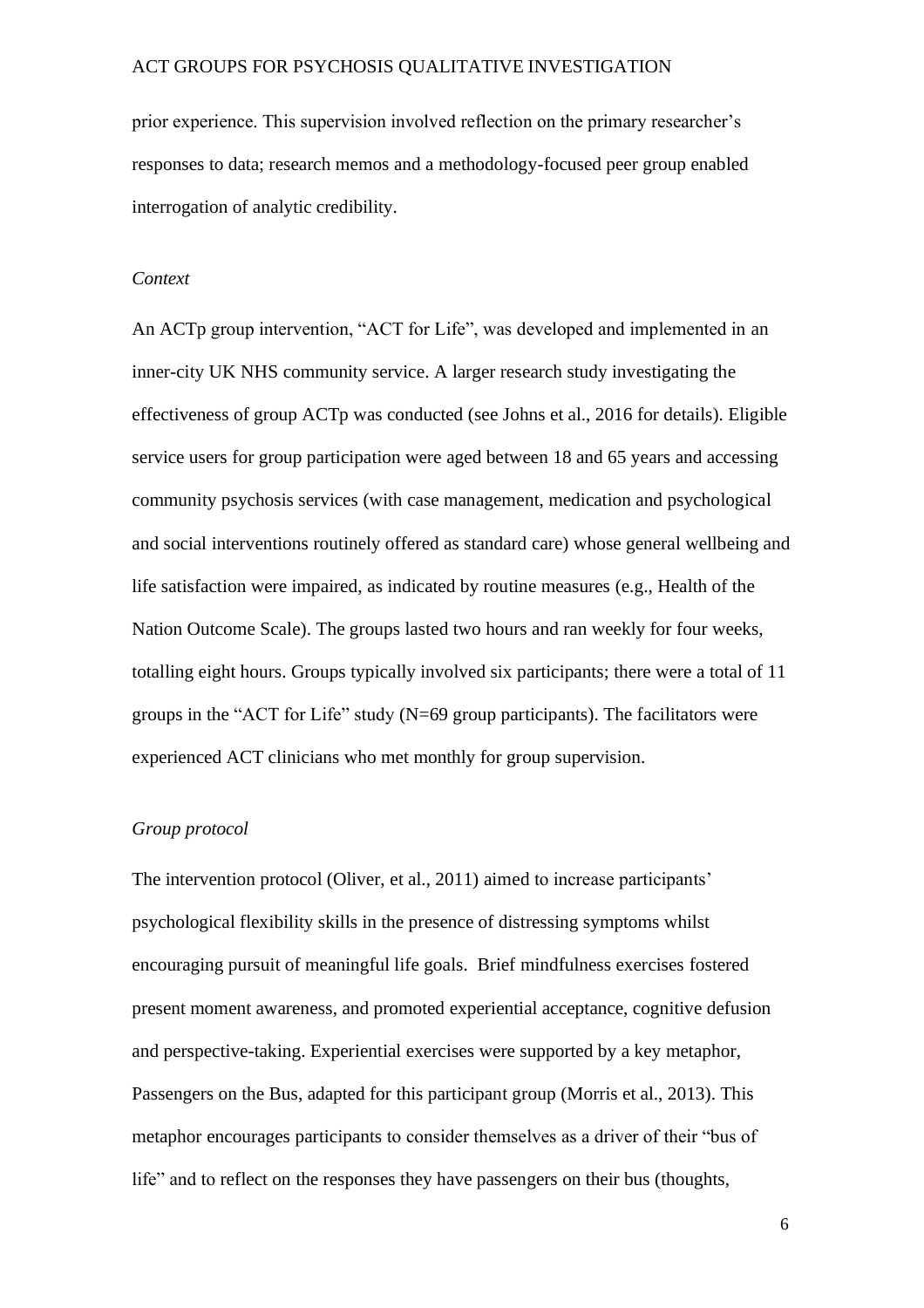prior experience. This supervision involved reflection on the primary researcher's responses to data; research memos and a methodology-focused peer group enabled interrogation of analytic credibility.

*Context*

An ACTp group intervention, "ACT for Life", was developed and implemented in an inner-city UK NHS community service. A larger research study investigating the effectiveness of group ACTp was conducted (see Johns et al., 2016 for details). Eligible service users for group participation were aged between 18 and 65 years and accessing community psychosis services (with case management, medication and psychological and social interventions routinely offered as standard care) whose general wellbeing and life satisfaction were impaired, as indicated by routine measures (e.g., Health of the Nation Outcome Scale). The groups lasted two hours and ran weekly for four weeks, totalling eight hours. Groups typically involved six participants; there were a total of 11 groups in the "ACT for Life" study (N=69 group participants). The facilitators were experienced ACT clinicians who met monthly for group supervision.

*Group protocol*

The intervention protocol (Oliver, et al., 2011) aimed to increase participants' psychological flexibility skills in the presence of distressing symptoms whilst encouraging pursuit of meaningful life goals. Brief mindfulness exercises fostered present moment awareness, and promoted experiential acceptance, cognitive defusion and perspective-taking. Experiential exercises were supported by a key metaphor, Passengers on the Bus, adapted for this participant group (Morris et al., 2013). This metaphor encourages participants to consider themselves as a driver of their "bus of life" and to reflect on the responses they have passengers on their bus (thoughts,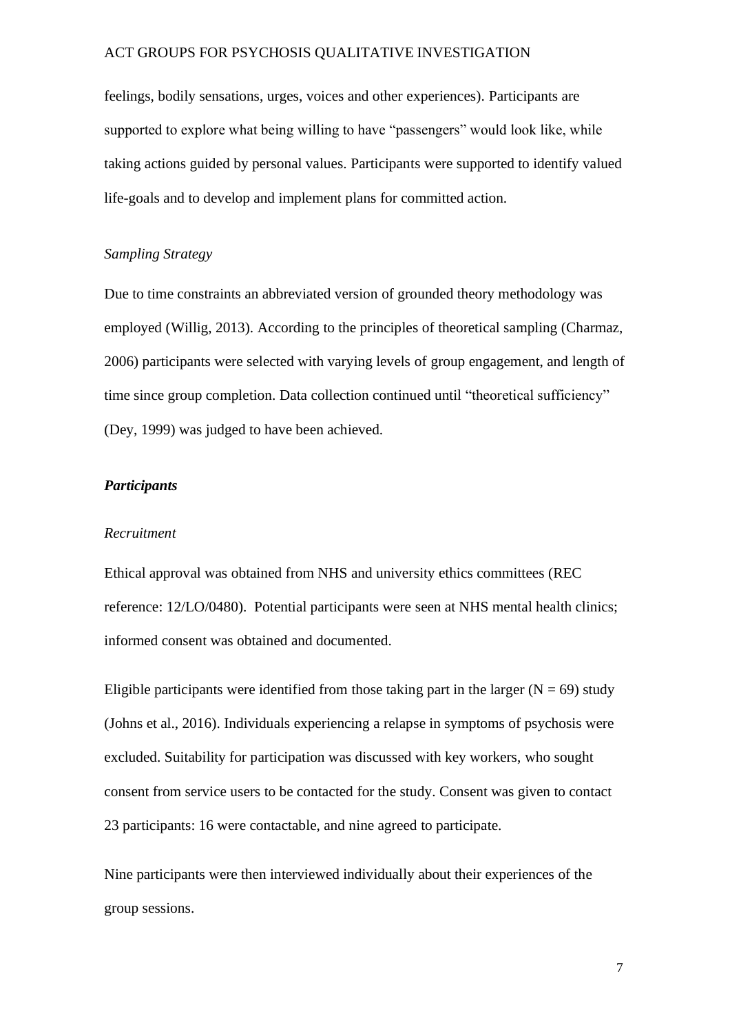feelings, bodily sensations, urges, voices and other experiences). Participants are supported to explore what being willing to have "passengers" would look like, while taking actions guided by personal values. Participants were supported to identify valued life-goals and to develop and implement plans for committed action.

*Sampling Strategy*

Due to time constraints an abbreviated version of grounded theory methodology was employed (Willig, 2013). According to the principles of theoretical sampling (Charmaz, 2006) participants were selected with varying levels of group engagement, and length of time since group completion. Data collection continued until "theoretical sufficiency" (Dey, 1999) was judged to have been achieved.

***Participants***

*Recruitment*

Ethical approval was obtained from NHS and university ethics committees (REC reference: 12/LO/0480). Potential participants were seen at NHS mental health clinics; informed consent was obtained and documented.

Eligible participants were identified from those taking part in the larger (N = 69) study (Johns et al., 2016). Individuals experiencing a relapse in symptoms of psychosis were excluded. Suitability for participation was discussed with key workers, who sought consent from service users to be contacted for the study. Consent was given to contact 23 participants: 16 were contactable, and nine agreed to participate.

Nine participants were then interviewed individually about their experiences of the group sessions.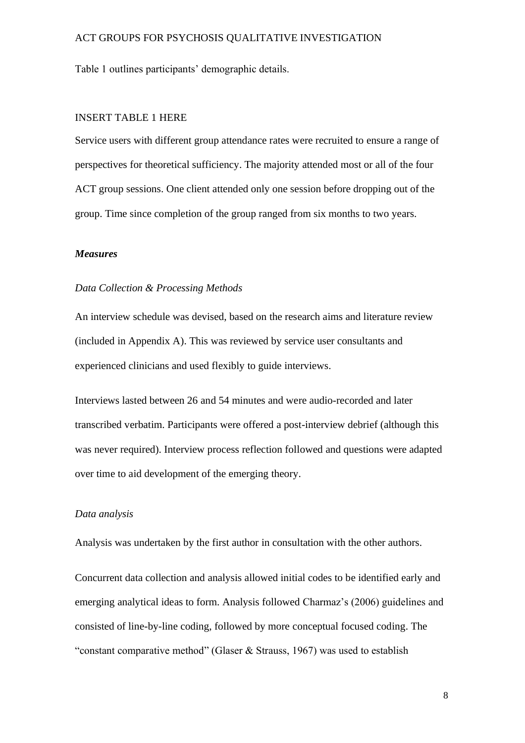Table 1 outlines participants' demographic details.

INSERT TABLE 1 HERE

Service users with different group attendance rates were recruited to ensure a range of perspectives for theoretical sufficiency. The majority attended most or all of the four ACT group sessions. One client attended only one session before dropping out of the group. Time since completion of the group ranged from six months to two years.

### ***Measures***

#### *Data Collection & Processing Methods*

An interview schedule was devised, based on the research aims and literature review (included in Appendix A). This was reviewed by service user consultants and experienced clinicians and used flexibly to guide interviews.

Interviews lasted between 26 and 54 minutes and were audio-recorded and later transcribed verbatim. Participants were offered a post-interview debrief (although this was never required). Interview process reflection followed and questions were adapted over time to aid development of the emerging theory.

#### *Data analysis*

Analysis was undertaken by the first author in consultation with the other authors.

Concurrent data collection and analysis allowed initial codes to be identified early and emerging analytical ideas to form. Analysis followed Charmaz's (2006) guidelines and consisted of line-by-line coding, followed by more conceptual focused coding. The "constant comparative method" (Glaser & Strauss, 1967) was used to establish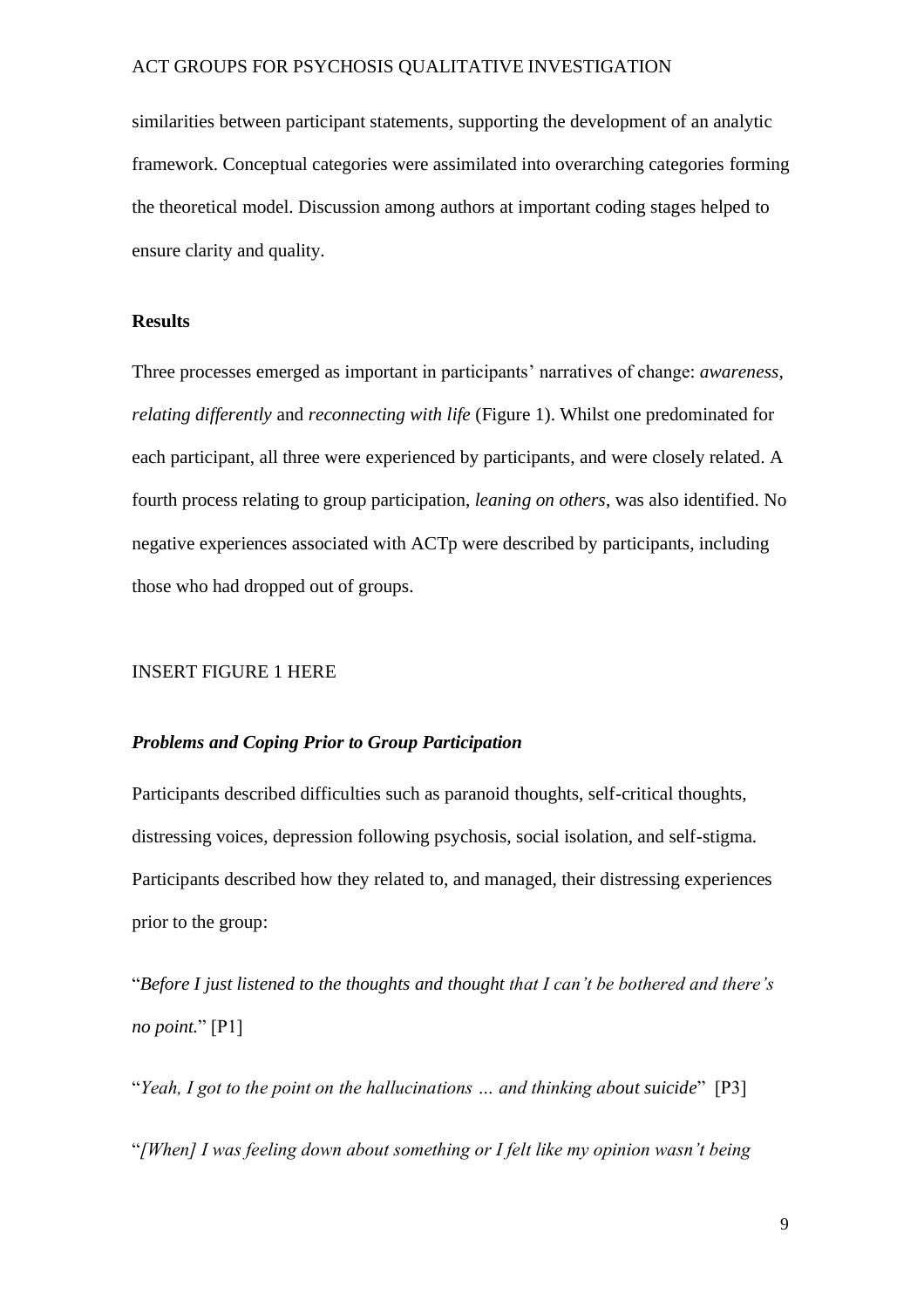similarities between participant statements, supporting the development of an analytic framework. Conceptual categories were assimilated into overarching categories forming the theoretical model. Discussion among authors at important coding stages helped to ensure clarity and quality.

## Results

Three processes emerged as important in participants' narratives of change: *awareness*, *relating differently* and *reconnecting with life* (Figure 1). Whilst one predominated for each participant, all three were experienced by participants, and were closely related. A fourth process relating to group participation, *leaning on others*, was also identified. No negative experiences associated with ACTp were described by participants, including those who had dropped out of groups.

INSERT FIGURE 1 HERE

### *Problems and Coping Prior to Group Participation*

Participants described difficulties such as paranoid thoughts, self-critical thoughts, distressing voices, depression following psychosis, social isolation, and self-stigma. Participants described how they related to, and managed, their distressing experiences prior to the group:

"*Before I just listened to the thoughts and thought that I can't be bothered and there's no point.*" [P1]

"*Yeah, I got to the point on the hallucinations … and thinking about suicide*" [P3]

"*[When] I was feeling down about something or I felt like my opinion wasn't being*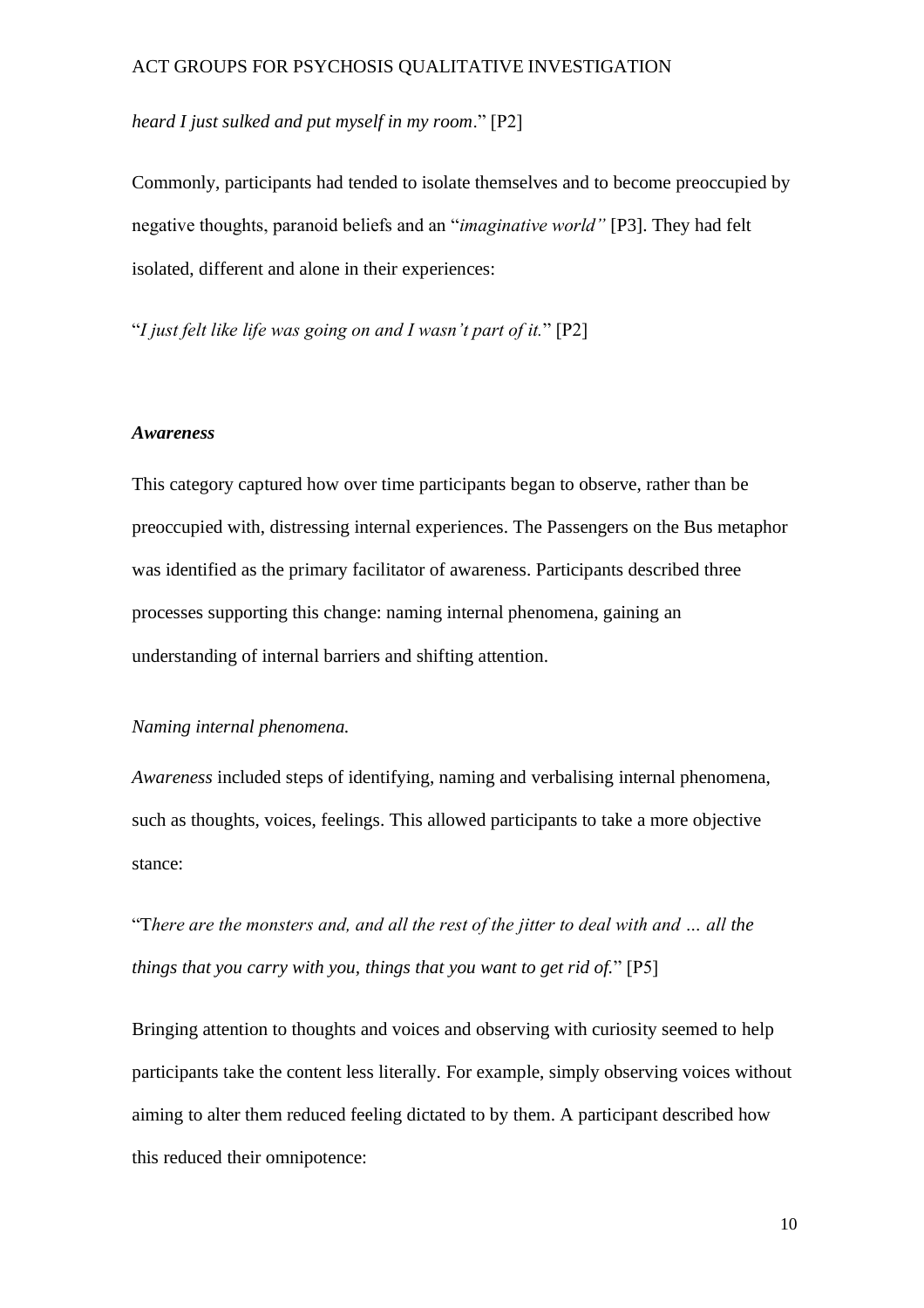*heard I just sulked and put myself in my room*." [P2]

Commonly, participants had tended to isolate themselves and to become preoccupied by negative thoughts, paranoid beliefs and an "*imaginative world"* [P3]. They had felt isolated, different and alone in their experiences:

"*I just felt like life was going on and I wasn't part of it.*" [P2]

### *Awareness*

This category captured how over time participants began to observe, rather than be preoccupied with, distressing internal experiences. The Passengers on the Bus metaphor was identified as the primary facilitator of awareness. Participants described three processes supporting this change: naming internal phenomena, gaining an understanding of internal barriers and shifting attention.

#### *Naming internal phenomena.*

*Awareness* included steps of identifying, naming and verbalising internal phenomena, such as thoughts, voices, feelings. This allowed participants to take a more objective stance:

"T*here are the monsters and, and all the rest of the jitter to deal with and … all the things that you carry with you, things that you want to get rid of.*" [P5]

Bringing attention to thoughts and voices and observing with curiosity seemed to help participants take the content less literally. For example, simply observing voices without aiming to alter them reduced feeling dictated to by them. A participant described how this reduced their omnipotence: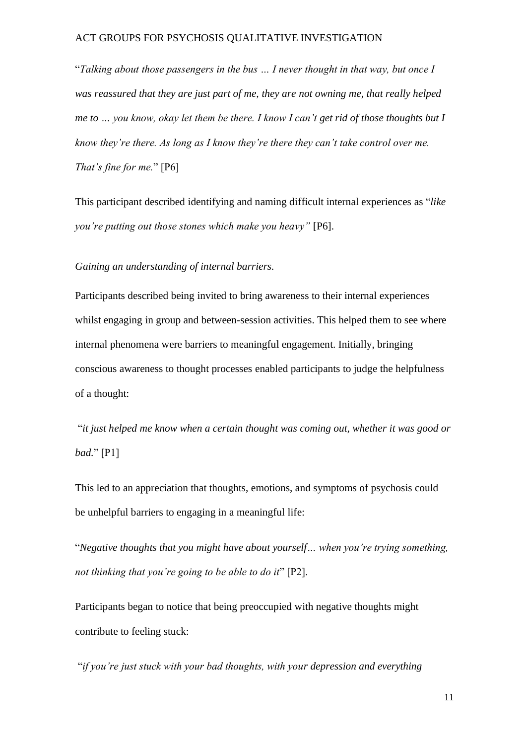"*Talking about those passengers in the bus … I never thought in that way, but once I was reassured that they are just part of me, they are not owning me, that really helped me to … you know, okay let them be there. I know I can't get rid of those thoughts but I know they're there. As long as I know they're there they can't take control over me. That's fine for me.*" [P6]

This participant described identifying and naming difficult internal experiences as "*like you're putting out those stones which make you heavy"* [P6].

*Gaining an understanding of internal barriers.*

Participants described being invited to bring awareness to their internal experiences whilst engaging in group and between-session activities. This helped them to see where internal phenomena were barriers to meaningful engagement. Initially, bringing conscious awareness to thought processes enabled participants to judge the helpfulness of a thought:

"*it just helped me know when a certain thought was coming out, whether it was good or bad.*" [P1]

This led to an appreciation that thoughts, emotions, and symptoms of psychosis could be unhelpful barriers to engaging in a meaningful life:

"*Negative thoughts that you might have about yourself… when you're trying something, not thinking that you're going to be able to do it*" [P2].

Participants began to notice that being preoccupied with negative thoughts might contribute to feeling stuck:

"*if you're just stuck with your bad thoughts, with your depression and everything*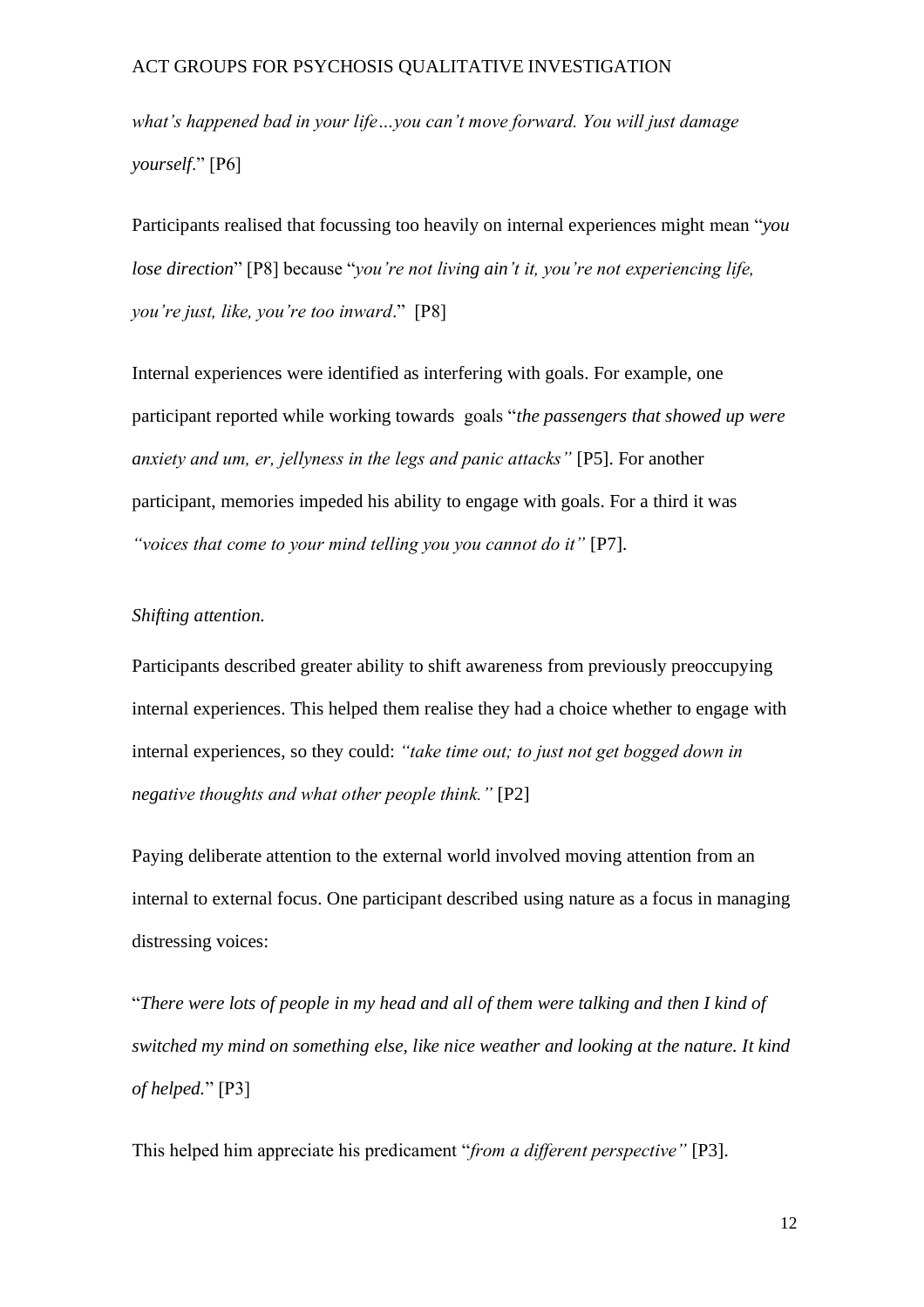*what's happened bad in your life…you can't move forward. You will just damage yourself*." [P6]

Participants realised that focussing too heavily on internal experiences might mean "*you lose direction*" [P8] because "*you're not living ain't it, you're not experiencing life, you're just, like, you're too inward*." [P8]

Internal experiences were identified as interfering with goals. For example, one participant reported while working towards goals "*the passengers that showed up were anxiety and um, er, jellyness in the legs and panic attacks"* [P5]. For another participant, memories impeded his ability to engage with goals. For a third it was *"voices that come to your mind telling you you cannot do it"* [P7].

*Shifting attention.*

Participants described greater ability to shift awareness from previously preoccupying internal experiences. This helped them realise they had a choice whether to engage with internal experiences, so they could: *"take time out; to just not get bogged down in negative thoughts and what other people think."* [P2]

Paying deliberate attention to the external world involved moving attention from an internal to external focus. One participant described using nature as a focus in managing distressing voices:

"*There were lots of people in my head and all of them were talking and then I kind of switched my mind on something else, like nice weather and looking at the nature. It kind of helped.*" [P3]

This helped him appreciate his predicament "*from a different perspective"* [P3].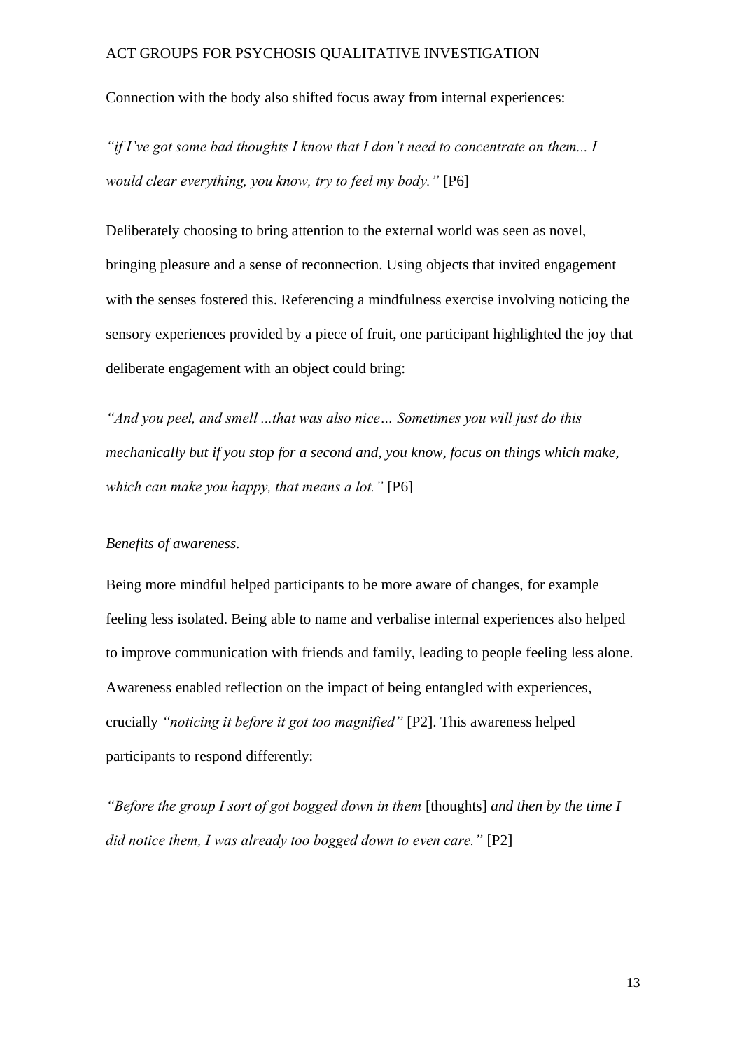Connection with the body also shifted focus away from internal experiences:

*"if I've got some bad thoughts I know that I don't need to concentrate on them... I would clear everything, you know, try to feel my body."* [P6]

Deliberately choosing to bring attention to the external world was seen as novel, bringing pleasure and a sense of reconnection. Using objects that invited engagement with the senses fostered this. Referencing a mindfulness exercise involving noticing the sensory experiences provided by a piece of fruit, one participant highlighted the joy that deliberate engagement with an object could bring:

*"And you peel, and smell ...that was also nice… Sometimes you will just do this mechanically but if you stop for a second and, you know, focus on things which make, which can make you happy, that means a lot."* [P6]

*Benefits of awareness.*

Being more mindful helped participants to be more aware of changes, for example feeling less isolated. Being able to name and verbalise internal experiences also helped to improve communication with friends and family, leading to people feeling less alone. Awareness enabled reflection on the impact of being entangled with experiences, crucially *"noticing it before it got too magnified"* [P2]. This awareness helped participants to respond differently:

*"Before the group I sort of got bogged down in them* [thoughts] *and then by the time I did notice them, I was already too bogged down to even care."* [P2]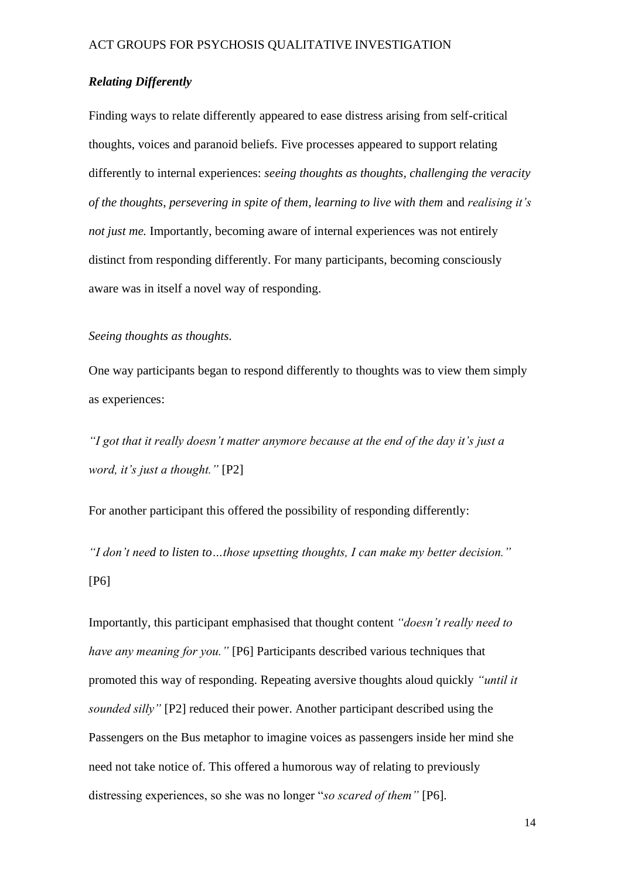### *Relating Differently*

Finding ways to relate differently appeared to ease distress arising from self-critical thoughts, voices and paranoid beliefs. Five processes appeared to support relating differently to internal experiences: *seeing thoughts as thoughts, challenging the veracity of the thoughts, persevering in spite of them, learning to live with them* and *realising it's not just me.* Importantly, becoming aware of internal experiences was not entirely distinct from responding differently. For many participants, becoming consciously aware was in itself a novel way of responding.

#### *Seeing thoughts as thoughts.*

One way participants began to respond differently to thoughts was to view them simply as experiences:

*"I got that it really doesn't matter anymore because at the end of the day it's just a word, it's just a thought."* [P2]

For another participant this offered the possibility of responding differently:

*"I don't need to listen to…those upsetting thoughts, I can make my better decision."* [P6]

Importantly, this participant emphasised that thought content *"doesn't really need to have any meaning for you."* [P6] Participants described various techniques that promoted this way of responding. Repeating aversive thoughts aloud quickly *"until it sounded silly"* [P2] reduced their power. Another participant described using the Passengers on the Bus metaphor to imagine voices as passengers inside her mind she need not take notice of. This offered a humorous way of relating to previously distressing experiences, so she was no longer "*so scared of them"* [P6].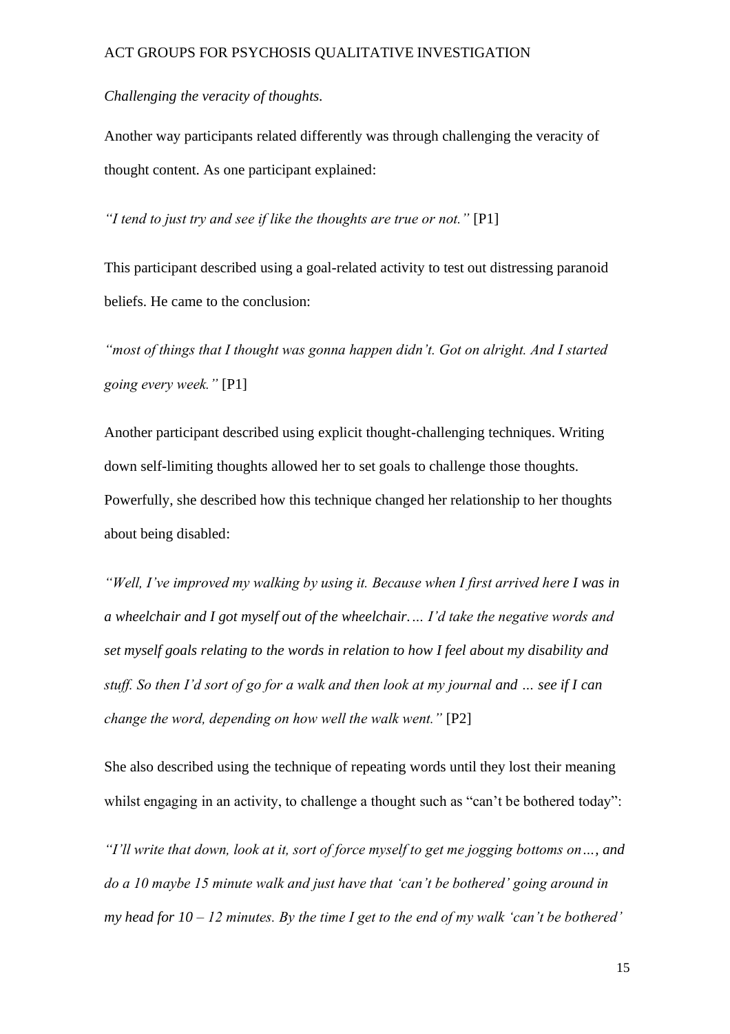*Challenging the veracity of thoughts.*

Another way participants related differently was through challenging the veracity of thought content. As one participant explained:

*"I tend to just try and see if like the thoughts are true or not."* [P1]

This participant described using a goal-related activity to test out distressing paranoid beliefs. He came to the conclusion:

*"most of things that I thought was gonna happen didn't. Got on alright. And I started going every week."* [P1]

Another participant described using explicit thought-challenging techniques. Writing down self-limiting thoughts allowed her to set goals to challenge those thoughts. Powerfully, she described how this technique changed her relationship to her thoughts about being disabled:

*"Well, I've improved my walking by using it. Because when I first arrived here I was in a wheelchair and I got myself out of the wheelchair.… I'd take the negative words and set myself goals relating to the words in relation to how I feel about my disability and stuff. So then I'd sort of go for a walk and then look at my journal and … see if I can change the word, depending on how well the walk went."* [P2]

She also described using the technique of repeating words until they lost their meaning whilst engaging in an activity, to challenge a thought such as "can't be bothered today":

*"I'll write that down, look at it, sort of force myself to get me jogging bottoms on…, and do a 10 maybe 15 minute walk and just have that 'can't be bothered' going around in my head for 10 – 12 minutes. By the time I get to the end of my walk 'can't be bothered'*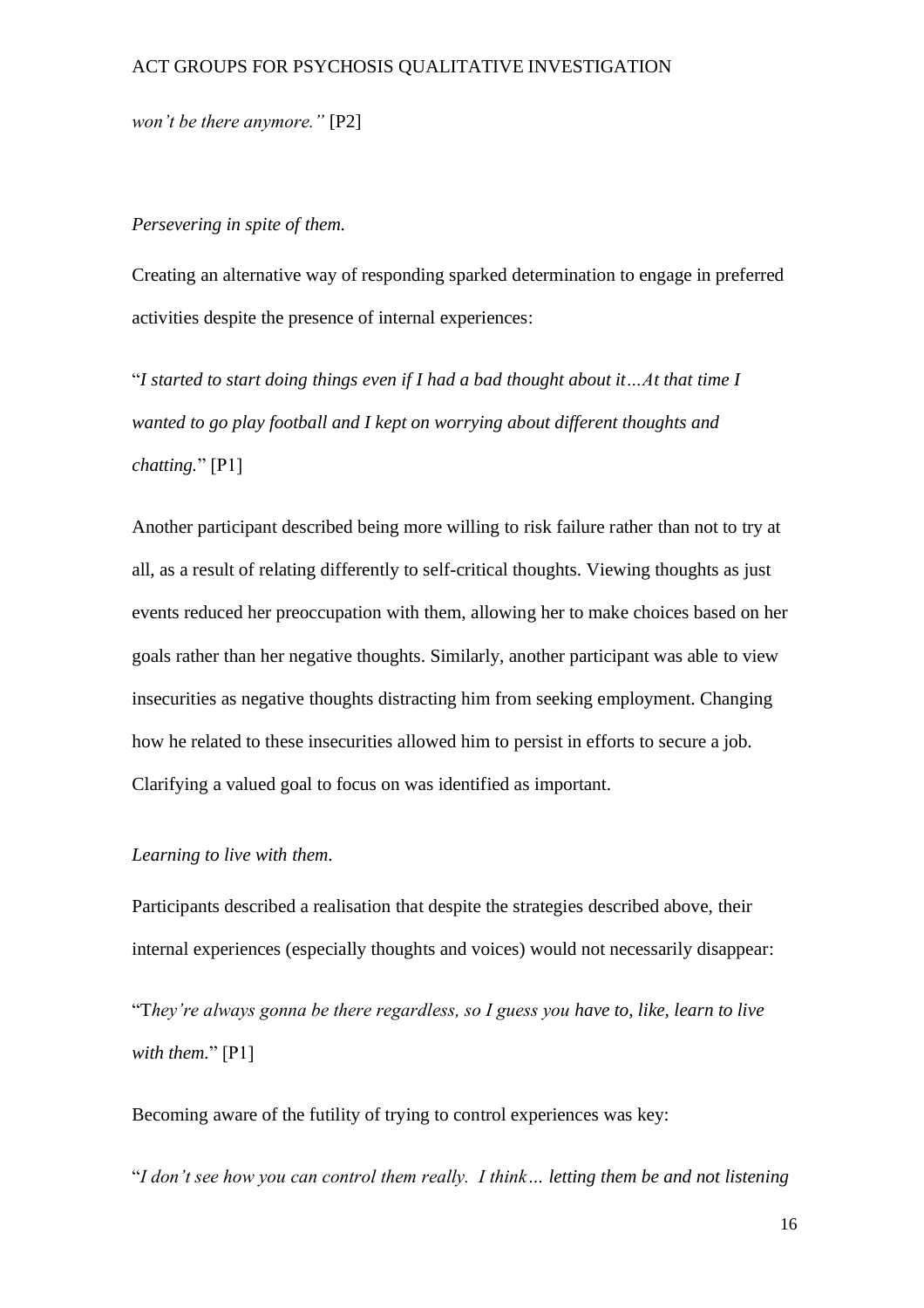*won't be there anymore."* [P2]

*Persevering in spite of them.*

Creating an alternative way of responding sparked determination to engage in preferred activities despite the presence of internal experiences:

"*I started to start doing things even if I had a bad thought about it…At that time I wanted to go play football and I kept on worrying about different thoughts and chatting.*" [P1]

Another participant described being more willing to risk failure rather than not to try at all, as a result of relating differently to self-critical thoughts. Viewing thoughts as just events reduced her preoccupation with them, allowing her to make choices based on her goals rather than her negative thoughts. Similarly, another participant was able to view insecurities as negative thoughts distracting him from seeking employment. Changing how he related to these insecurities allowed him to persist in efforts to secure a job. Clarifying a valued goal to focus on was identified as important.

*Learning to live with them.*

Participants described a realisation that despite the strategies described above, their internal experiences (especially thoughts and voices) would not necessarily disappear:

"T*hey're always gonna be there regardless, so I guess you have to, like, learn to live with them.*" [P1]

Becoming aware of the futility of trying to control experiences was key:

"*I don't see how you can control them really. I think… letting them be and not listening*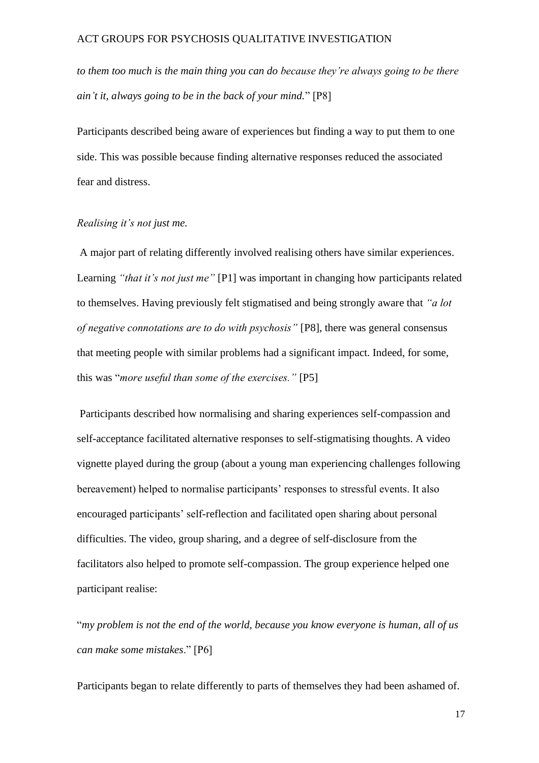*to them too much is the main thing you can do because they're always going to be there ain't it, always going to be in the back of your mind.*" [P8]

Participants described being aware of experiences but finding a way to put them to one side. This was possible because finding alternative responses reduced the associated fear and distress.

*Realising it's not just me.*

A major part of relating differently involved realising others have similar experiences. Learning *"that it's not just me"* [P1] was important in changing how participants related to themselves. Having previously felt stigmatised and being strongly aware that *"a lot of negative connotations are to do with psychosis"* [P8], there was general consensus that meeting people with similar problems had a significant impact. Indeed, for some, this was "*more useful than some of the exercises."* [P5]

Participants described how normalising and sharing experiences self-compassion and self-acceptance facilitated alternative responses to self-stigmatising thoughts. A video vignette played during the group (about a young man experiencing challenges following bereavement) helped to normalise participants' responses to stressful events. It also encouraged participants' self-reflection and facilitated open sharing about personal difficulties. The video, group sharing, and a degree of self-disclosure from the facilitators also helped to promote self-compassion. The group experience helped one participant realise:

"*my problem is not the end of the world, because you know everyone is human, all of us can make some mistakes*." [P6]

Participants began to relate differently to parts of themselves they had been ashamed of.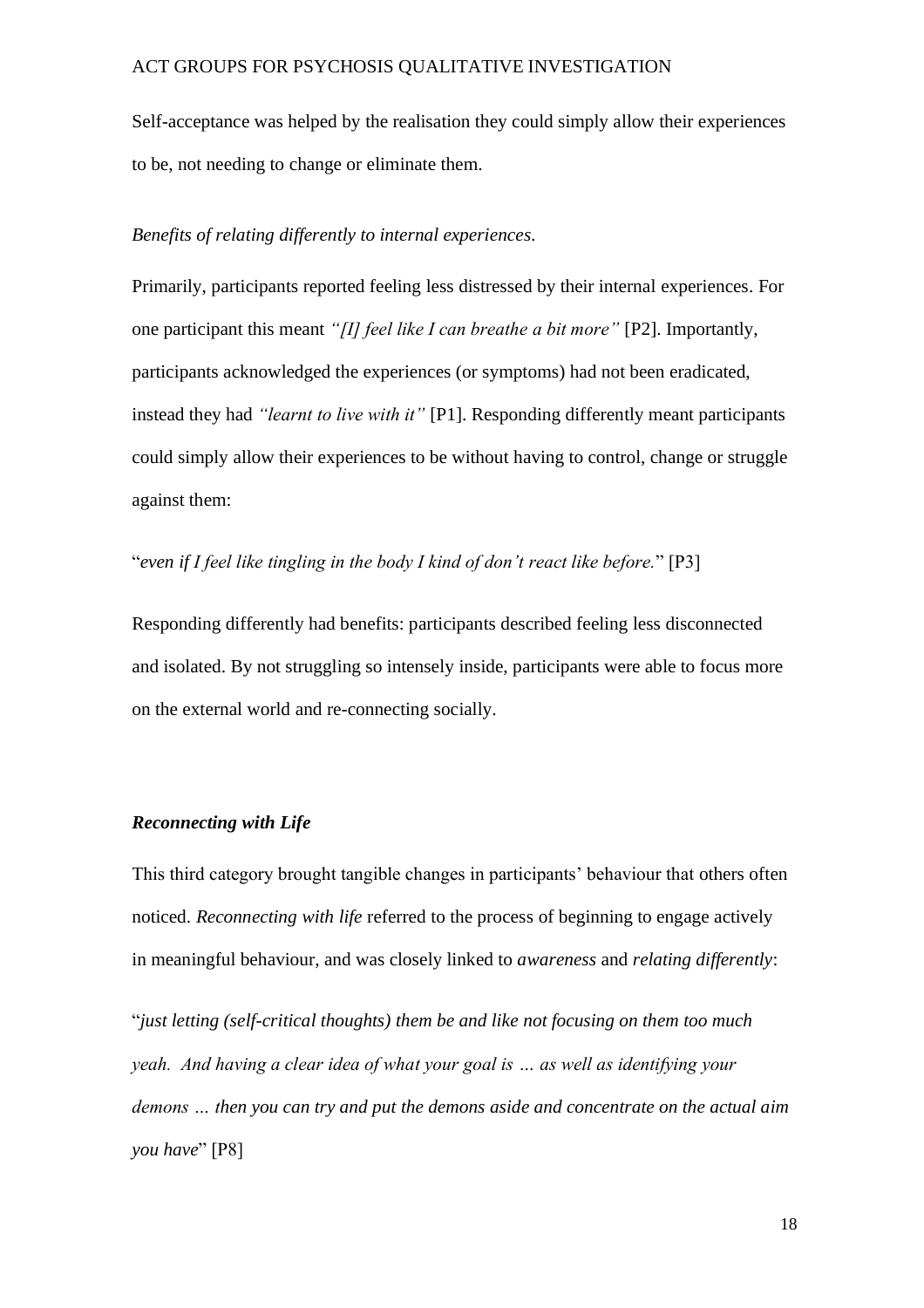Self-acceptance was helped by the realisation they could simply allow their experiences to be, not needing to change or eliminate them.

*Benefits of relating differently to internal experiences.*

Primarily, participants reported feeling less distressed by their internal experiences. For one participant this meant *"[I] feel like I can breathe a bit more"* [P2]. Importantly, participants acknowledged the experiences (or symptoms) had not been eradicated, instead they had *"learnt to live with it"* [P1]. Responding differently meant participants could simply allow their experiences to be without having to control, change or struggle against them:

"*even if I feel like tingling in the body I kind of don't react like before.*" [P3]

Responding differently had benefits: participants described feeling less disconnected and isolated. By not struggling so intensely inside, participants were able to focus more on the external world and re-connecting socially.

***Reconnecting with Life***

This third category brought tangible changes in participants' behaviour that others often noticed. *Reconnecting with life* referred to the process of beginning to engage actively in meaningful behaviour, and was closely linked to *awareness* and *relating differently*:

"*just letting (self-critical thoughts) them be and like not focusing on them too much yeah. And having a clear idea of what your goal is … as well as identifying your demons … then you can try and put the demons aside and concentrate on the actual aim you have*" [P8]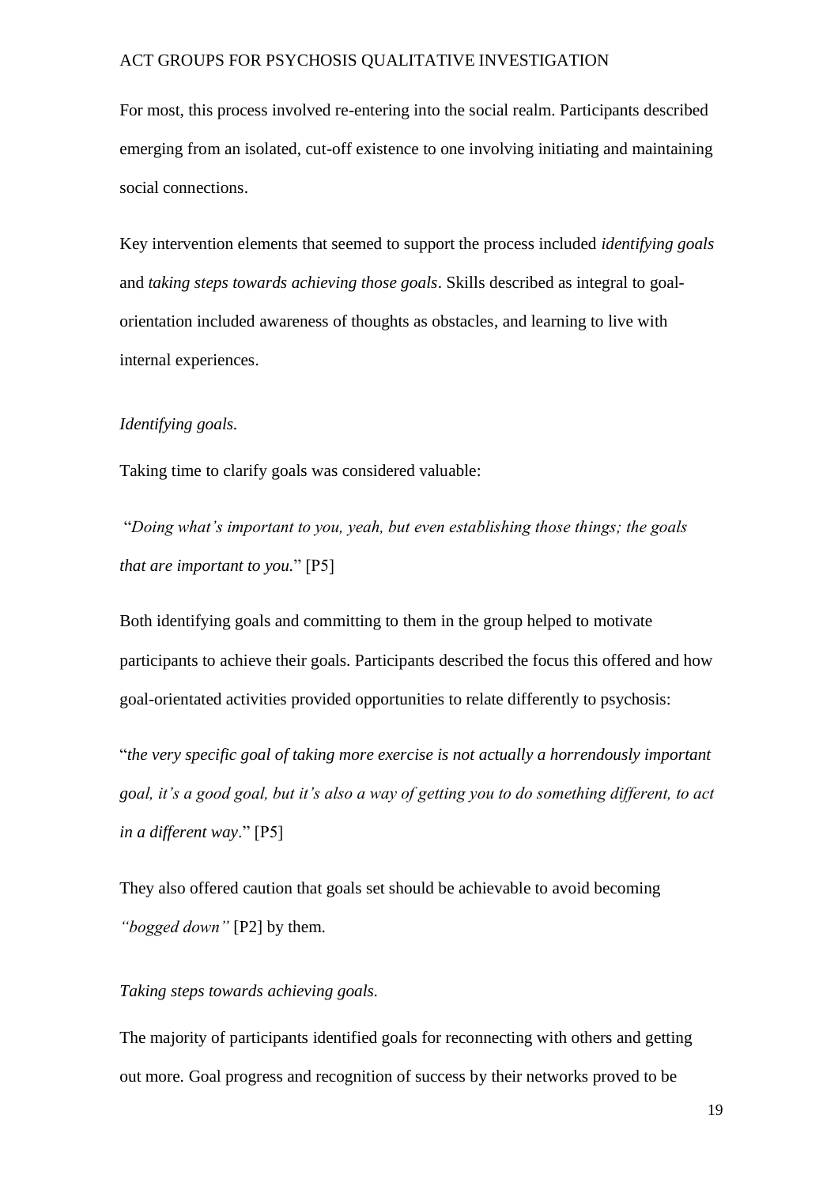For most, this process involved re-entering into the social realm. Participants described emerging from an isolated, cut-off existence to one involving initiating and maintaining social connections.

Key intervention elements that seemed to support the process included *identifying goals* and *taking steps towards achieving those goals*. Skills described as integral to goal-orientation included awareness of thoughts as obstacles, and learning to live with internal experiences.

*Identifying goals.*

Taking time to clarify goals was considered valuable:

"*Doing what's important to you, yeah, but even establishing those things; the goals that are important to you.*" [P5]

Both identifying goals and committing to them in the group helped to motivate participants to achieve their goals. Participants described the focus this offered and how goal-orientated activities provided opportunities to relate differently to psychosis:

"*the very specific goal of taking more exercise is not actually a horrendously important goal, it's a good goal, but it's also a way of getting you to do something different, to act in a different way*." [P5]

They also offered caution that goals set should be achievable to avoid becoming *"bogged down"* [P2] by them.

*Taking steps towards achieving goals.*

The majority of participants identified goals for reconnecting with others and getting out more. Goal progress and recognition of success by their networks proved to be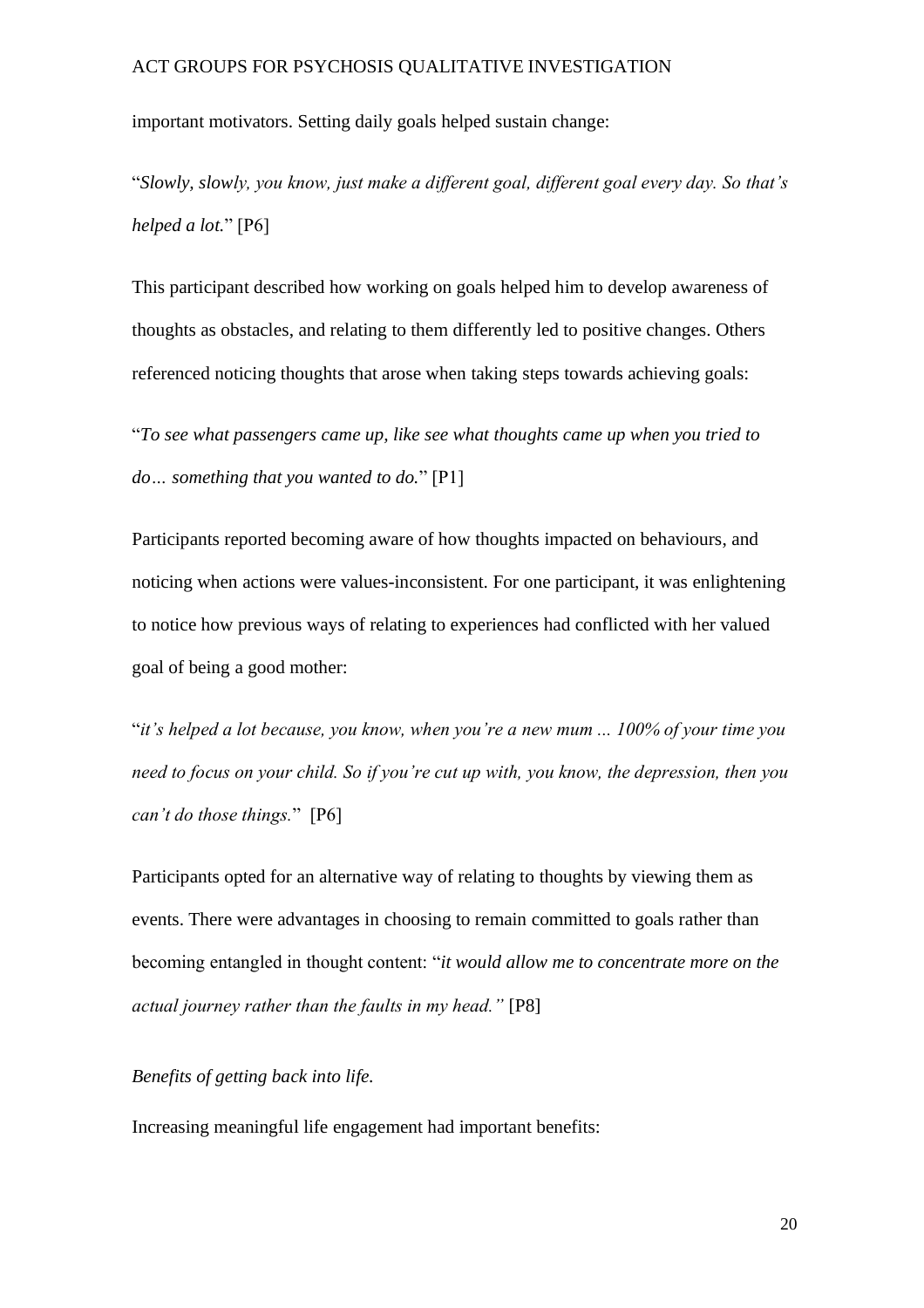important motivators. Setting daily goals helped sustain change:

"*Slowly, slowly, you know, just make a different goal, different goal every day. So that's helped a lot.*" [P6]

This participant described how working on goals helped him to develop awareness of thoughts as obstacles, and relating to them differently led to positive changes. Others referenced noticing thoughts that arose when taking steps towards achieving goals:

"*To see what passengers came up, like see what thoughts came up when you tried to do… something that you wanted to do.*" [P1]

Participants reported becoming aware of how thoughts impacted on behaviours, and noticing when actions were values-inconsistent. For one participant, it was enlightening to notice how previous ways of relating to experiences had conflicted with her valued goal of being a good mother:

"*it's helped a lot because, you know, when you're a new mum ... 100% of your time you need to focus on your child. So if you're cut up with, you know, the depression, then you can't do those things.*" [P6]

Participants opted for an alternative way of relating to thoughts by viewing them as events. There were advantages in choosing to remain committed to goals rather than becoming entangled in thought content: "*it would allow me to concentrate more on the actual journey rather than the faults in my head.*" [P8]

*Benefits of getting back into life.*

Increasing meaningful life engagement had important benefits: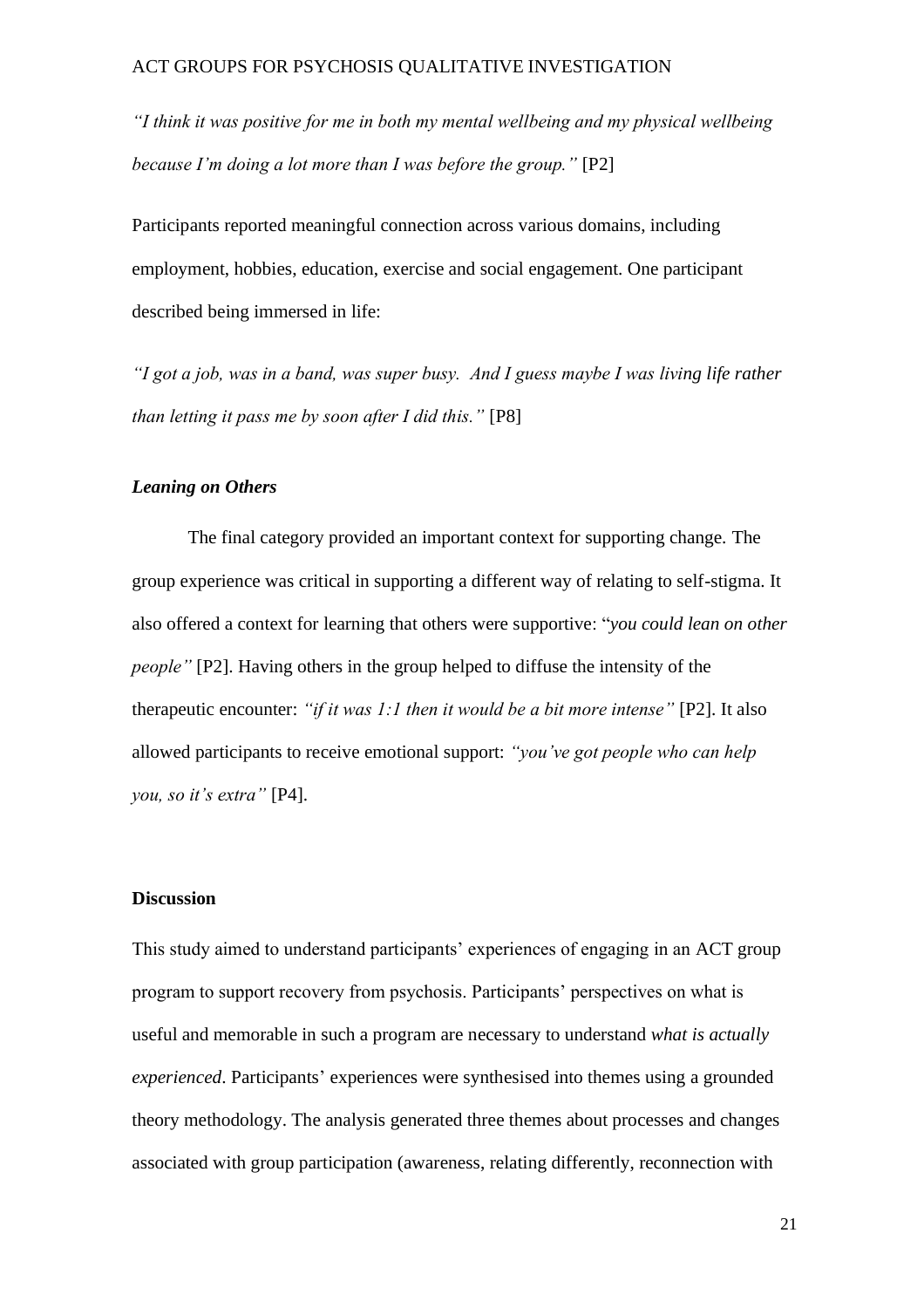*"I think it was positive for me in both my mental wellbeing and my physical wellbeing because I'm doing a lot more than I was before the group."* [P2]

Participants reported meaningful connection across various domains, including employment, hobbies, education, exercise and social engagement. One participant described being immersed in life:

*"I got a job, was in a band, was super busy. And I guess maybe I was living life rather than letting it pass me by soon after I did this."* [P8]

### *Leaning on Others*

The final category provided an important context for supporting change. The group experience was critical in supporting a different way of relating to self-stigma. It also offered a context for learning that others were supportive: "*you could lean on other people"* [P2]. Having others in the group helped to diffuse the intensity of the therapeutic encounter: *"if it was 1:1 then it would be a bit more intense"* [P2]. It also allowed participants to receive emotional support: *"you've got people who can help you, so it's extra"* [P4].

## **Discussion**

This study aimed to understand participants' experiences of engaging in an ACT group program to support recovery from psychosis. Participants' perspectives on what is useful and memorable in such a program are necessary to understand *what is actually experienced*. Participants' experiences were synthesised into themes using a grounded theory methodology. The analysis generated three themes about processes and changes associated with group participation (awareness, relating differently, reconnection with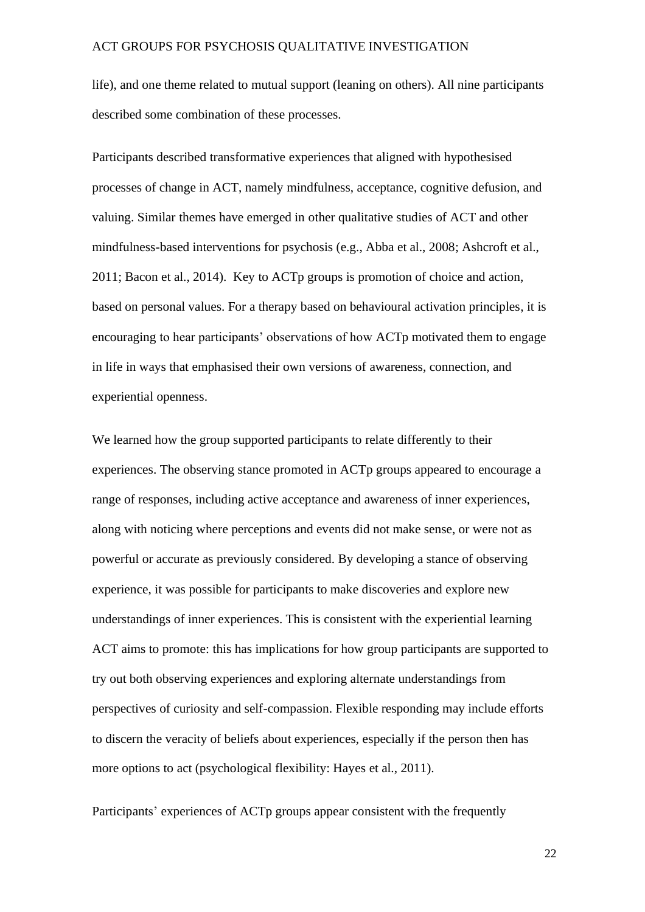life), and one theme related to mutual support (leaning on others). All nine participants described some combination of these processes.

Participants described transformative experiences that aligned with hypothesised processes of change in ACT, namely mindfulness, acceptance, cognitive defusion, and valuing. Similar themes have emerged in other qualitative studies of ACT and other mindfulness-based interventions for psychosis (e.g., Abba et al., 2008; Ashcroft et al., 2011; Bacon et al., 2014). Key to ACTp groups is promotion of choice and action, based on personal values. For a therapy based on behavioural activation principles, it is encouraging to hear participants' observations of how ACTp motivated them to engage in life in ways that emphasised their own versions of awareness, connection, and experiential openness.

We learned how the group supported participants to relate differently to their experiences. The observing stance promoted in ACTp groups appeared to encourage a range of responses, including active acceptance and awareness of inner experiences, along with noticing where perceptions and events did not make sense, or were not as powerful or accurate as previously considered. By developing a stance of observing experience, it was possible for participants to make discoveries and explore new understandings of inner experiences. This is consistent with the experiential learning ACT aims to promote: this has implications for how group participants are supported to try out both observing experiences and exploring alternate understandings from perspectives of curiosity and self-compassion. Flexible responding may include efforts to discern the veracity of beliefs about experiences, especially if the person then has more options to act (psychological flexibility: Hayes et al., 2011).

Participants' experiences of ACTp groups appear consistent with the frequently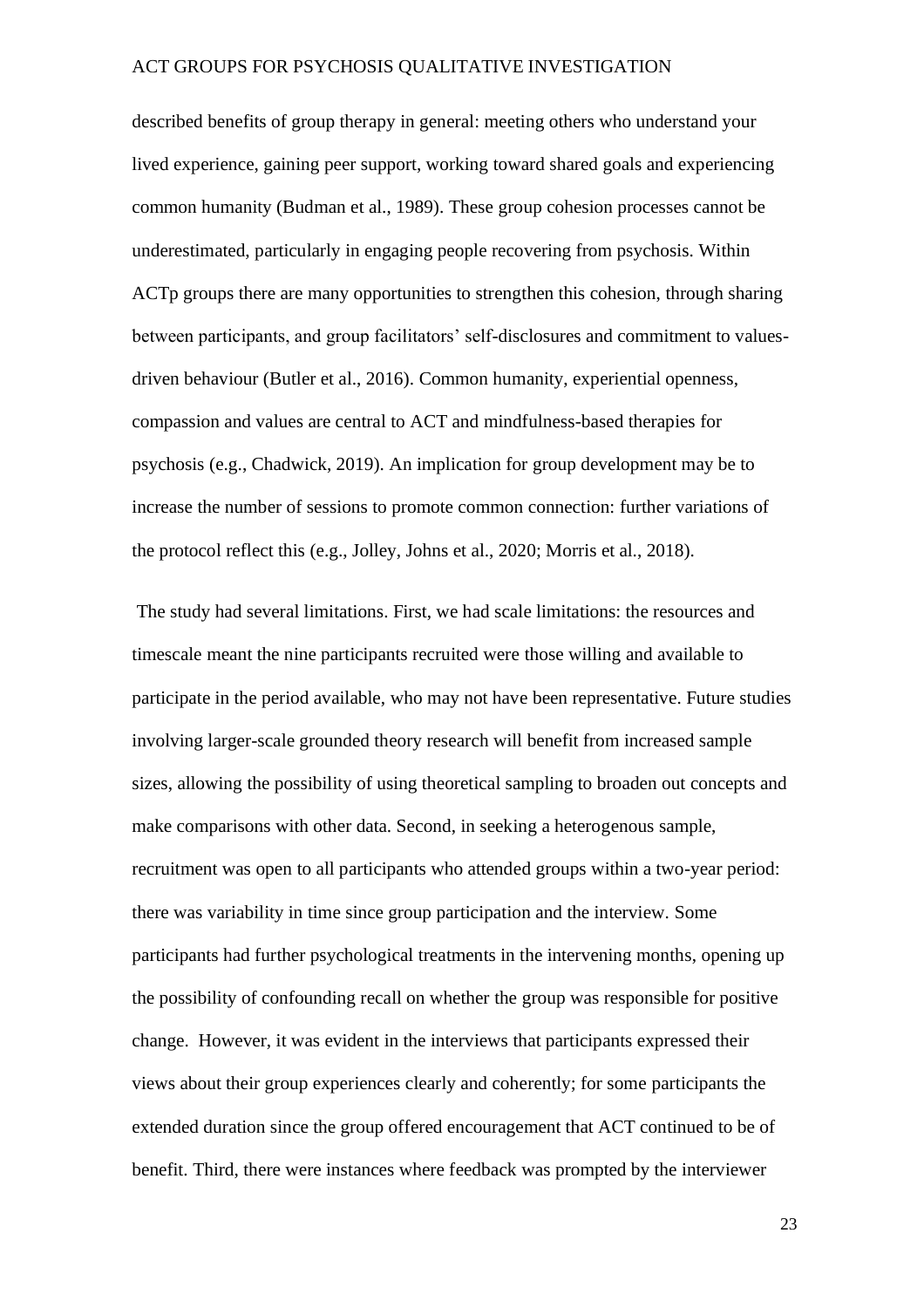described benefits of group therapy in general: meeting others who understand your lived experience, gaining peer support, working toward shared goals and experiencing common humanity (Budman et al., 1989). These group cohesion processes cannot be underestimated, particularly in engaging people recovering from psychosis. Within ACTp groups there are many opportunities to strengthen this cohesion, through sharing between participants, and group facilitators' self-disclosures and commitment to values-driven behaviour (Butler et al., 2016). Common humanity, experiential openness, compassion and values are central to ACT and mindfulness-based therapies for psychosis (e.g., Chadwick, 2019). An implication for group development may be to increase the number of sessions to promote common connection: further variations of the protocol reflect this (e.g., Jolley, Johns et al., 2020; Morris et al., 2018).

The study had several limitations. First, we had scale limitations: the resources and timescale meant the nine participants recruited were those willing and available to participate in the period available, who may not have been representative. Future studies involving larger-scale grounded theory research will benefit from increased sample sizes, allowing the possibility of using theoretical sampling to broaden out concepts and make comparisons with other data. Second, in seeking a heterogenous sample, recruitment was open to all participants who attended groups within a two-year period: there was variability in time since group participation and the interview. Some participants had further psychological treatments in the intervening months, opening up the possibility of confounding recall on whether the group was responsible for positive change. However, it was evident in the interviews that participants expressed their views about their group experiences clearly and coherently; for some participants the extended duration since the group offered encouragement that ACT continued to be of benefit. Third, there were instances where feedback was prompted by the interviewer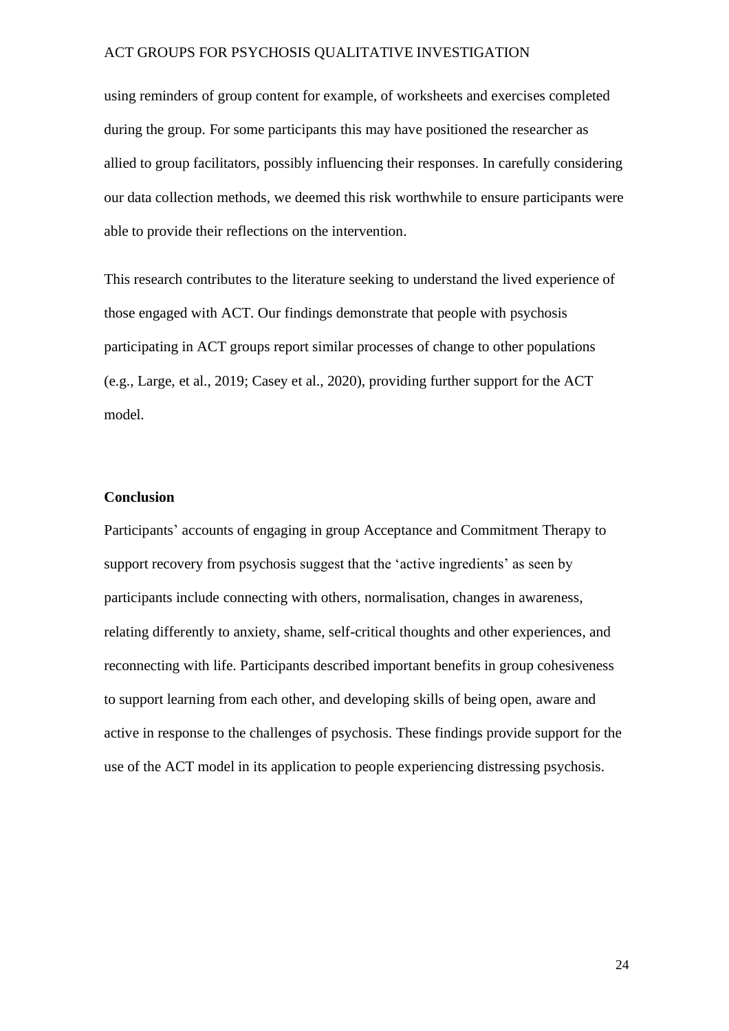using reminders of group content for example, of worksheets and exercises completed during the group. For some participants this may have positioned the researcher as allied to group facilitators, possibly influencing their responses. In carefully considering our data collection methods, we deemed this risk worthwhile to ensure participants were able to provide their reflections on the intervention.

This research contributes to the literature seeking to understand the lived experience of those engaged with ACT. Our findings demonstrate that people with psychosis participating in ACT groups report similar processes of change to other populations (e.g., Large, et al., 2019; Casey et al., 2020), providing further support for the ACT model.

**Conclusion**

Participants' accounts of engaging in group Acceptance and Commitment Therapy to support recovery from psychosis suggest that the 'active ingredients' as seen by participants include connecting with others, normalisation, changes in awareness, relating differently to anxiety, shame, self-critical thoughts and other experiences, and reconnecting with life. Participants described important benefits in group cohesiveness to support learning from each other, and developing skills of being open, aware and active in response to the challenges of psychosis. These findings provide support for the use of the ACT model in its application to people experiencing distressing psychosis.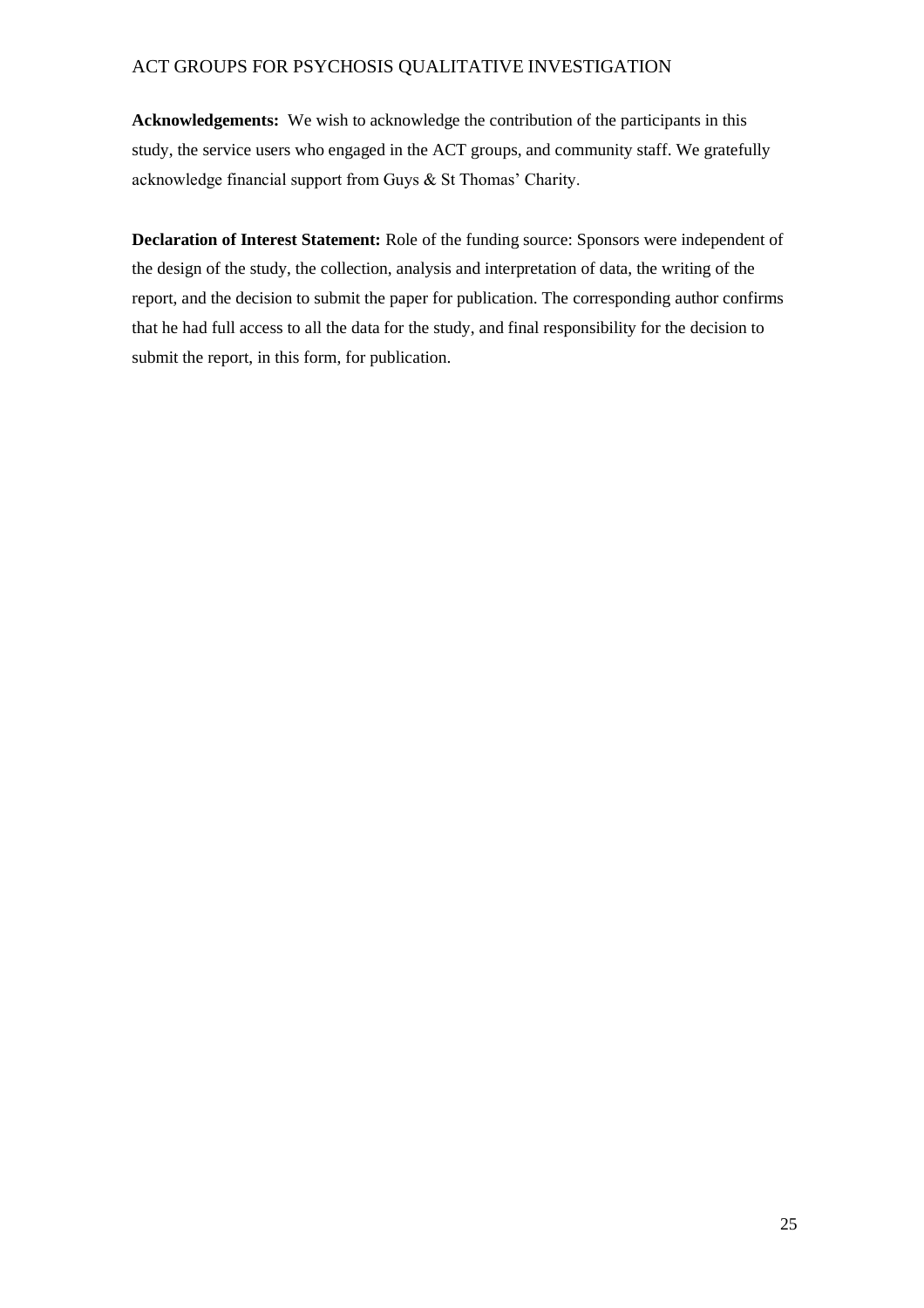**Acknowledgements:** We wish to acknowledge the contribution of the participants in this study, the service users who engaged in the ACT groups, and community staff. We gratefully acknowledge financial support from Guys & St Thomas' Charity.

**Declaration of Interest Statement:** Role of the funding source: Sponsors were independent of the design of the study, the collection, analysis and interpretation of data, the writing of the report, and the decision to submit the paper for publication. The corresponding author confirms that he had full access to all the data for the study, and final responsibility for the decision to submit the report, in this form, for publication.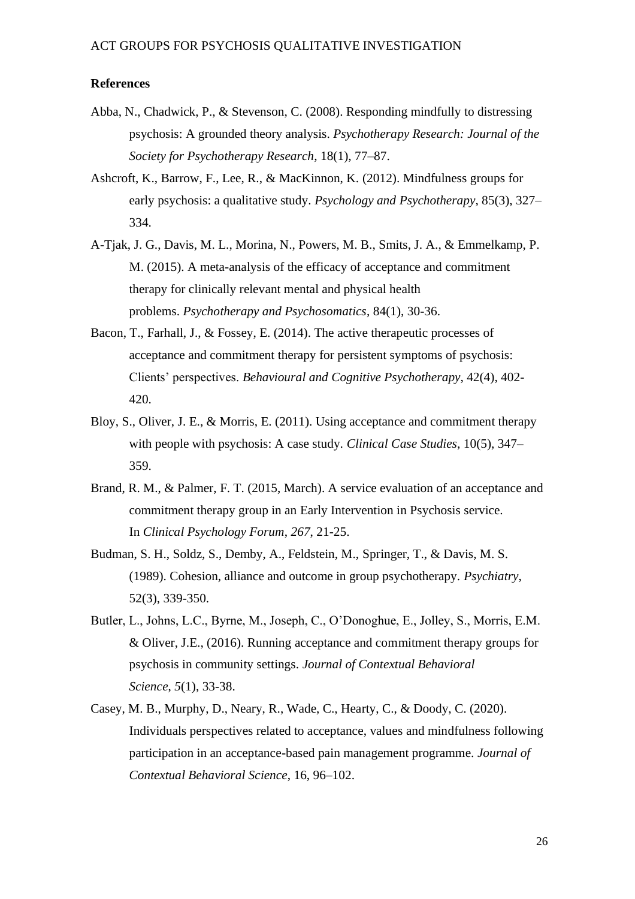**References**

Abba, N., Chadwick, P., & Stevenson, C. (2008). Responding mindfully to distressing psychosis: A grounded theory analysis. *Psychotherapy Research: Journal of the Society for Psychotherapy Research*, 18(1), 77–87.

Ashcroft, K., Barrow, F., Lee, R., & MacKinnon, K. (2012). Mindfulness groups for early psychosis: a qualitative study. *Psychology and Psychotherapy*, 85(3), 327–334.

A-Tjak, J. G., Davis, M. L., Morina, N., Powers, M. B., Smits, J. A., & Emmelkamp, P. M. (2015). A meta-analysis of the efficacy of acceptance and commitment therapy for clinically relevant mental and physical health problems. *Psychotherapy and Psychosomatics*, 84(1), 30-36.

Bacon, T., Farhall, J., & Fossey, E. (2014). The active therapeutic processes of acceptance and commitment therapy for persistent symptoms of psychosis: Clients' perspectives. *Behavioural and Cognitive Psychotherapy*, 42(4), 402-420.

Bloy, S., Oliver, J. E., & Morris, E. (2011). Using acceptance and commitment therapy with people with psychosis: A case study. *Clinical Case Studies*, 10(5), 347–359.

Brand, R. M., & Palmer, F. T. (2015, March). A service evaluation of an acceptance and commitment therapy group in an Early Intervention in Psychosis service. In *Clinical Psychology Forum*, *267*, 21-25.

Budman, S. H., Soldz, S., Demby, A., Feldstein, M., Springer, T., & Davis, M. S. (1989). Cohesion, alliance and outcome in group psychotherapy. *Psychiatry*, 52(3), 339-350.

Butler, L., Johns, L.C., Byrne, M., Joseph, C., O'Donoghue, E., Jolley, S., Morris, E.M. & Oliver, J.E., (2016). Running acceptance and commitment therapy groups for psychosis in community settings. *Journal of Contextual Behavioral Science*, *5*(1), 33-38.

Casey, M. B., Murphy, D., Neary, R., Wade, C., Hearty, C., & Doody, C. (2020). Individuals perspectives related to acceptance, values and mindfulness following participation in an acceptance-based pain management programme. *Journal of Contextual Behavioral Science*, 16, 96–102.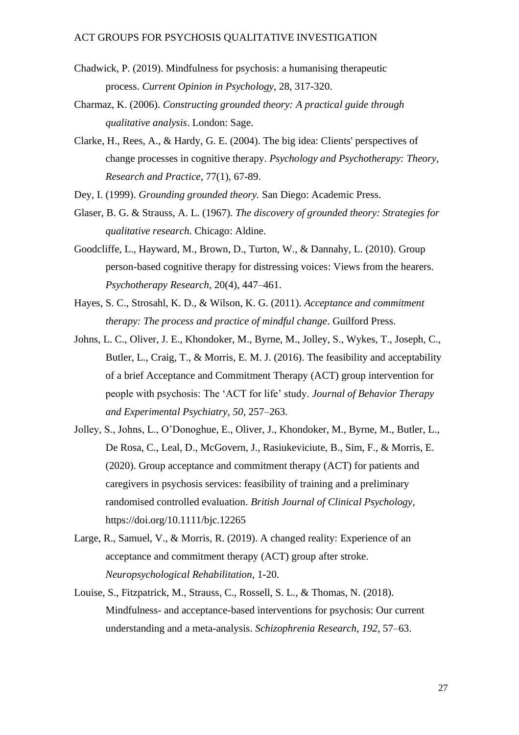Chadwick, P. (2019). Mindfulness for psychosis: a humanising therapeutic process. *Current Opinion in Psychology*, 28, 317-320.

Charmaz, K. (2006). *Constructing grounded theory: A practical guide through qualitative analysis*. London: Sage.

Clarke, H., Rees, A., & Hardy, G. E. (2004). The big idea: Clients' perspectives of change processes in cognitive therapy. *Psychology and Psychotherapy: Theory, Research and Practice*, 77(1), 67-89.

Dey, I. (1999). *Grounding grounded theory.* San Diego: Academic Press.

Glaser, B. G. & Strauss, A. L. (1967). *The discovery of grounded theory: Strategies for qualitative research.* Chicago: Aldine.

Goodcliffe, L., Hayward, M., Brown, D., Turton, W., & Dannahy, L. (2010). Group person-based cognitive therapy for distressing voices: Views from the hearers. *Psychotherapy Research*, 20(4), 447–461.

Hayes, S. C., Strosahl, K. D., & Wilson, K. G. (2011). *Acceptance and commitment therapy: The process and practice of mindful change*. Guilford Press.

Johns, L. C., Oliver, J. E., Khondoker, M., Byrne, M., Jolley, S., Wykes, T., Joseph, C., Butler, L., Craig, T., & Morris, E. M. J. (2016). The feasibility and acceptability of a brief Acceptance and Commitment Therapy (ACT) group intervention for people with psychosis: The 'ACT for life' study. *Journal of Behavior Therapy and Experimental Psychiatry*, *50*, 257–263.

Jolley, S., Johns, L., O'Donoghue, E., Oliver, J., Khondoker, M., Byrne, M., Butler, L., De Rosa, C., Leal, D., McGovern, J., Rasiukeviciute, B., Sim, F., & Morris, E. (2020). Group acceptance and commitment therapy (ACT) for patients and caregivers in psychosis services: feasibility of training and a preliminary randomised controlled evaluation. *British Journal of Clinical Psychology*, https://doi.org/10.1111/bjc.12265

Large, R., Samuel, V., & Morris, R. (2019). A changed reality: Experience of an acceptance and commitment therapy (ACT) group after stroke. *Neuropsychological Rehabilitation*, 1-20.

Louise, S., Fitzpatrick, M., Strauss, C., Rossell, S. L., & Thomas, N. (2018). Mindfulness- and acceptance-based interventions for psychosis: Our current understanding and a meta-analysis. *Schizophrenia Research*, *192*, 57–63.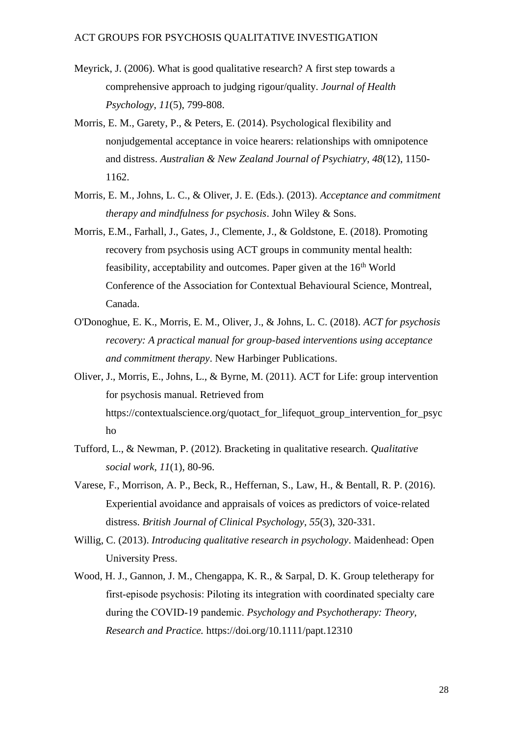Meyrick, J. (2006). What is good qualitative research? A first step towards a comprehensive approach to judging rigour/quality. *Journal of Health Psychology*, *11*(5), 799-808.

Morris, E. M., Garety, P., & Peters, E. (2014). Psychological flexibility and nonjudgemental acceptance in voice hearers: relationships with omnipotence and distress. *Australian & New Zealand Journal of Psychiatry*, *48*(12), 1150-1162.

Morris, E. M., Johns, L. C., & Oliver, J. E. (Eds.). (2013). *Acceptance and commitment therapy and mindfulness for psychosis*. John Wiley & Sons.

Morris, E.M., Farhall, J., Gates, J., Clemente, J., & Goldstone, E. (2018). Promoting recovery from psychosis using ACT groups in community mental health: feasibility, acceptability and outcomes. Paper given at the 16th World Conference of the Association for Contextual Behavioural Science, Montreal, Canada.

O'Donoghue, E. K., Morris, E. M., Oliver, J., & Johns, L. C. (2018). *ACT for psychosis recovery: A practical manual for group-based interventions using acceptance and commitment therapy*. New Harbinger Publications.

Oliver, J., Morris, E., Johns, L., & Byrne, M. (2011). ACT for Life: group intervention for psychosis manual. Retrieved from https://contextualscience.org/quotact_for_lifequot_group_intervention_for_psycho

Tufford, L., & Newman, P. (2012). Bracketing in qualitative research. *Qualitative social work*, *11*(1), 80-96.

Varese, F., Morrison, A. P., Beck, R., Heffernan, S., Law, H., & Bentall, R. P. (2016). Experiential avoidance and appraisals of voices as predictors of voice-related distress. *British Journal of Clinical Psychology*, *55*(3), 320-331.

Willig, C. (2013). *Introducing qualitative research in psychology*. Maidenhead: Open University Press.

Wood, H. J., Gannon, J. M., Chengappa, K. R., & Sarpal, D. K. Group teletherapy for first-episode psychosis: Piloting its integration with coordinated specialty care during the COVID-19 pandemic. *Psychology and Psychotherapy: Theory, Research and Practice.* https://doi.org/10.1111/papt.12310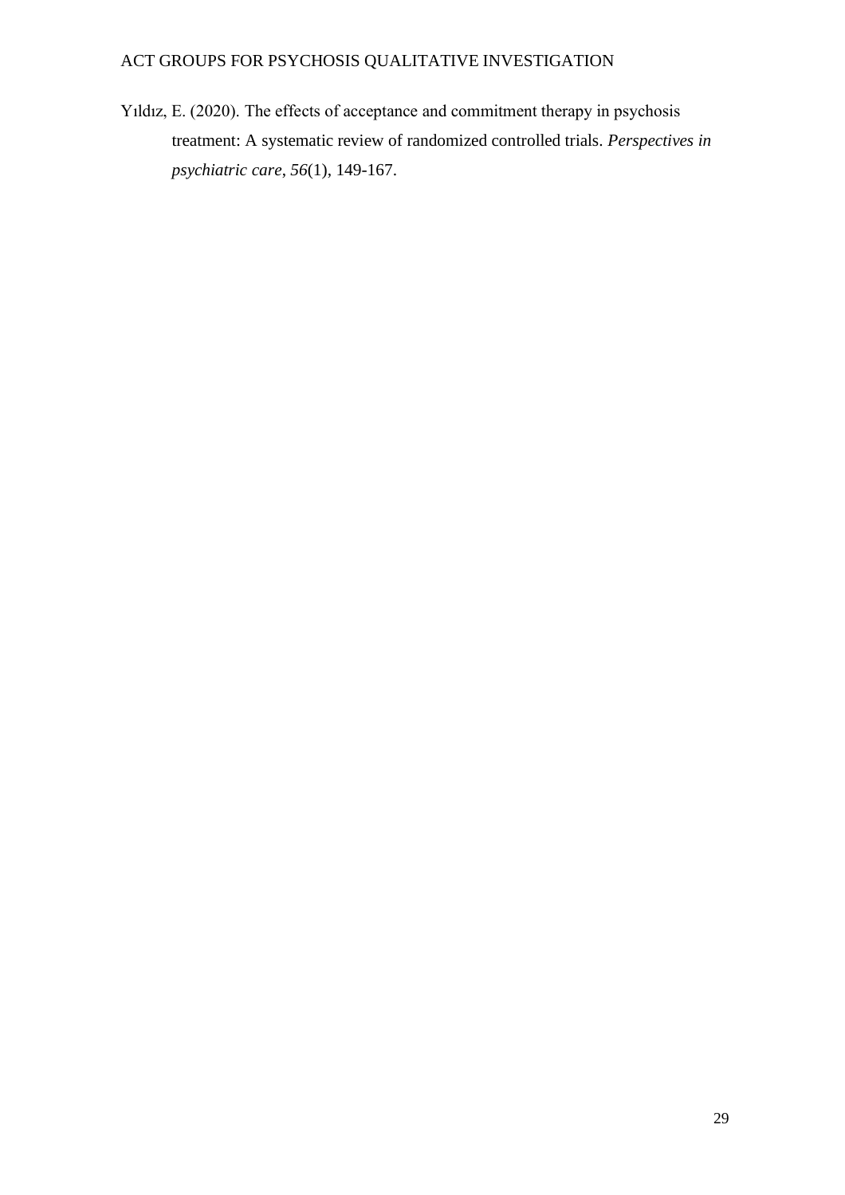Yıldız, E. (2020). The effects of acceptance and commitment therapy in psychosis treatment: A systematic review of randomized controlled trials. *Perspectives in psychiatric care*, *56*(1), 149-167.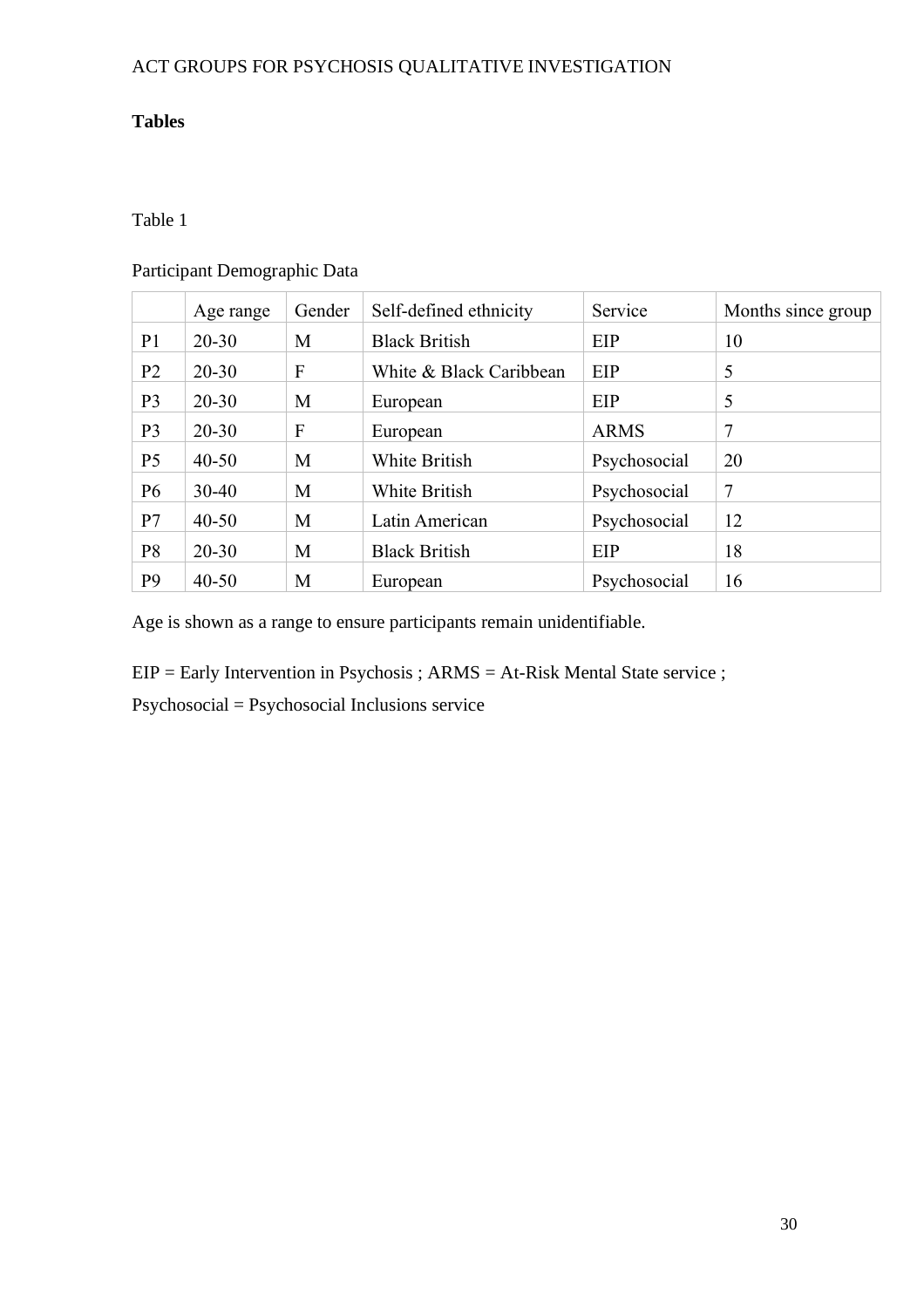**Tables**

Table 1

Participant Demographic Data

| | Age range | Gender | Self-defined ethnicity | Service | Months since group |
|---|---|---|---|---|---|
| P1 | 20-30 | M | Black British | EIP | 10 |
| P2 | 20-30 | F | White & Black Caribbean | EIP | 5 |
| P3 | 20-30 | M | European | EIP | 5 |
| P3 | 20-30 | F | European | ARMS | 7 |
| P5 | 40-50 | M | White British | Psychosocial | 20 |
| P6 | 30-40 | M | White British | Psychosocial | 7 |
| P7 | 40-50 | M | Latin American | Psychosocial | 12 |
| P8 | 20-30 | M | Black British | EIP | 18 |
| P9 | 40-50 | M | European | Psychosocial | 16 |

Age is shown as a range to ensure participants remain unidentifiable.

EIP = Early Intervention in Psychosis ; ARMS = At-Risk Mental State service ;
Psychosocial = Psychosocial Inclusions service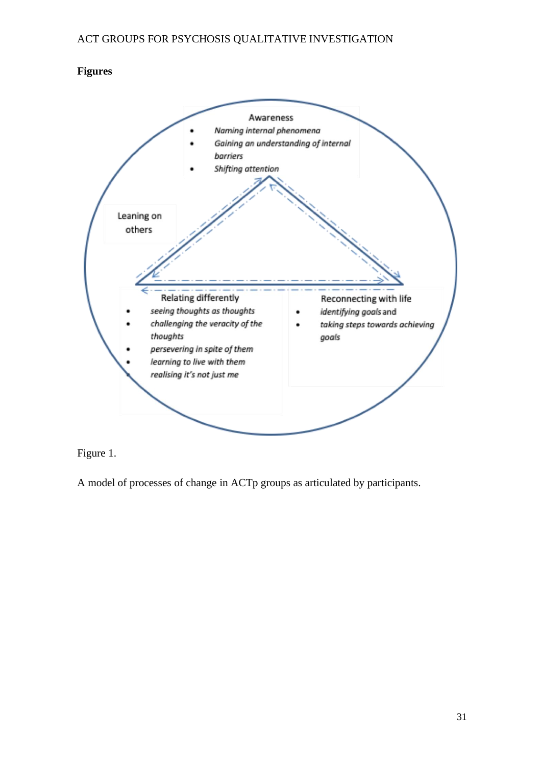**Figures**

Awareness

- *Naming internal phenomena*
- *Gaining an understanding of internal barriers*
- *Shifting attention*

Leaning on others

Relating differently

- *seeing thoughts as thoughts*
- *challenging the veracity of the thoughts*
- *persevering in spite of them*
- *learning to live with them*
- *realising it's not just me*

Reconnecting with life

- *identifying goals* and
- *taking steps towards achieving goals*

Figure 1.

A model of processes of change in ACTp groups as articulated by participants.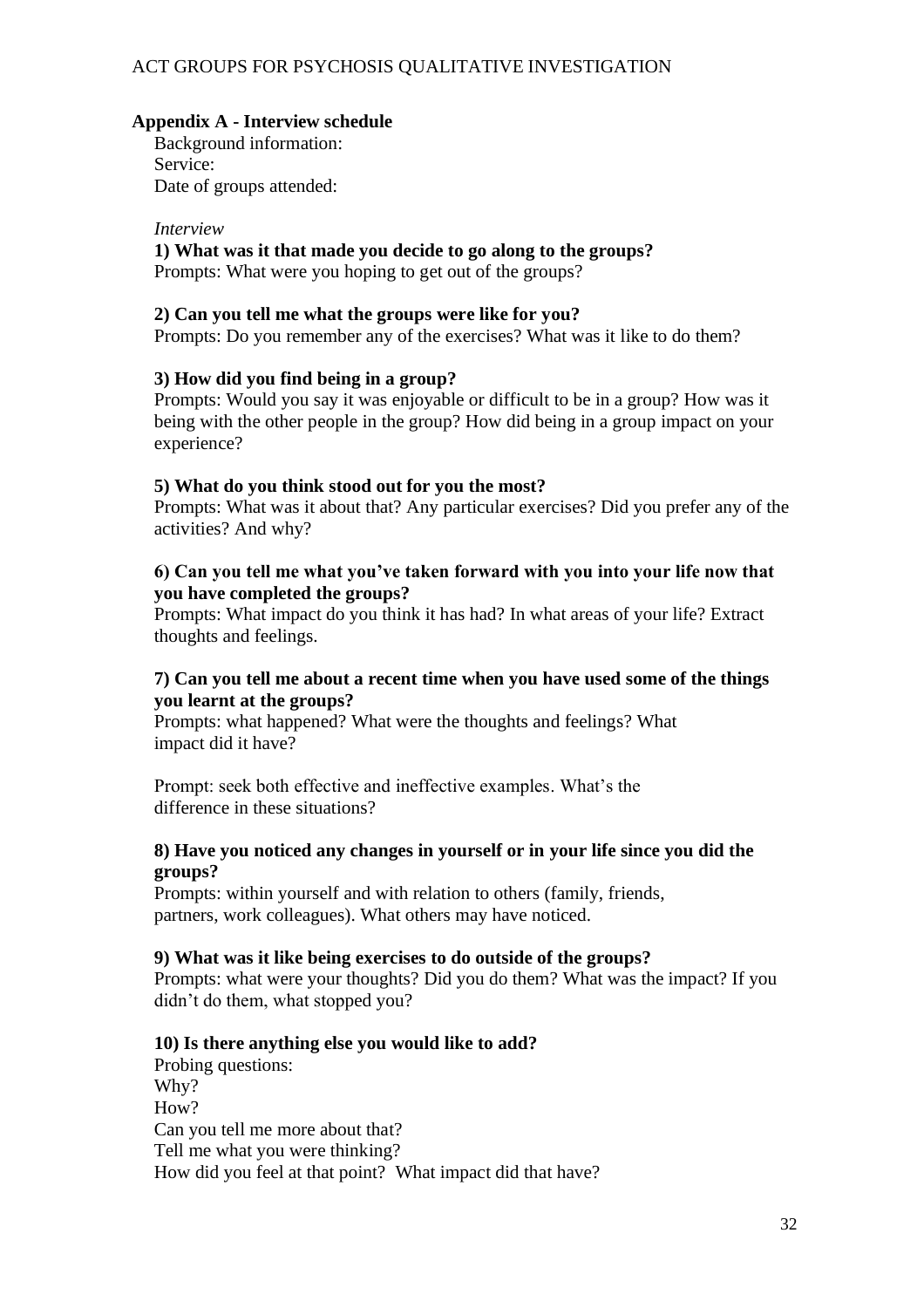## Appendix A - Interview schedule

Background information:
Service:
Date of groups attended:

*Interview*

**1) What was it that made you decide to go along to the groups?**
Prompts: What were you hoping to get out of the groups?

**2) Can you tell me what the groups were like for you?**
Prompts: Do you remember any of the exercises? What was it like to do them?

**3) How did you find being in a group?**
Prompts: Would you say it was enjoyable or difficult to be in a group? How was it being with the other people in the group? How did being in a group impact on your experience?

**5) What do you think stood out for you the most?**
Prompts: What was it about that? Any particular exercises? Did you prefer any of the activities? And why?

**6) Can you tell me what you've taken forward with you into your life now that you have completed the groups?**
Prompts: What impact do you think it has had? In what areas of your life? Extract thoughts and feelings.

**7) Can you tell me about a recent time when you have used some of the things you learnt at the groups?**
Prompts: what happened? What were the thoughts and feelings? What impact did it have?

Prompt: seek both effective and ineffective examples. What's the difference in these situations?

**8) Have you noticed any changes in yourself or in your life since you did the groups?**
Prompts: within yourself and with relation to others (family, friends, partners, work colleagues). What others may have noticed.

**9) What was it like being exercises to do outside of the groups?**
Prompts: what were your thoughts? Did you do them? What was the impact? If you didn't do them, what stopped you?

**10) Is there anything else you would like to add?**
Probing questions:
Why?
How?
Can you tell me more about that?
Tell me what you were thinking?
How did you feel at that point? What impact did that have?